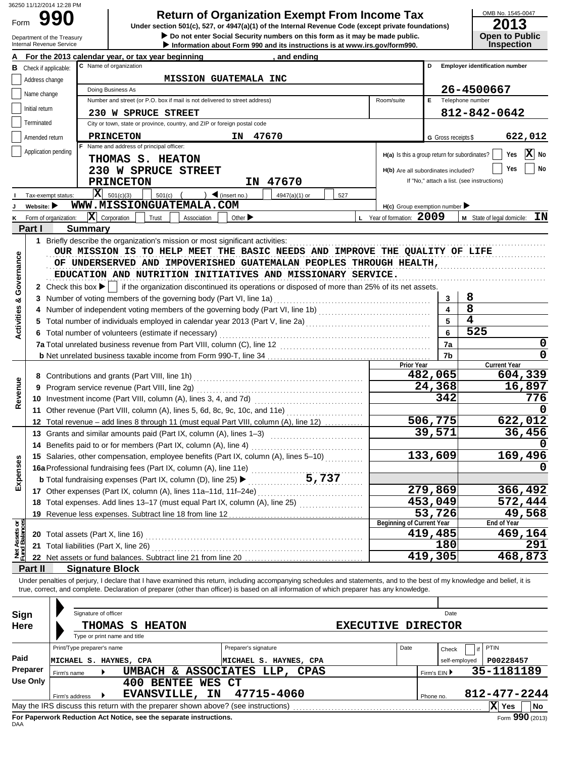36250 11/12/2014 12:28 PM

Form **990**

# Return of Organization Exempt From Income Tax

**Under section 501(c), 527, or 4947(a)(1) of the Internal Revenue Code (except private foundations)**

▶ Do not enter Social Security numbers on this form as it may be made public.

▶ Information about Form 990 and its instructions is at www.irs.gov/form990.

Department of the Treasury
Internal Revenue Service

OMB No. 1545-0047

**2013**

**Open to Public Inspection**

**A** For the 2013 calendar year, or tax year beginning , and ending

**B** Check if applicable:
- Address change
- Name change
- Initial return
- Terminated
- Amended return
- Application pending

**C** Name of organization: MISSION GUATEMALA INC

Doing Business As

Number and street (or P.O. box if mail is not delivered to street address): 230 W SPRUCE STREET | Room/suite

City or town, state or province, country, and ZIP or foreign postal code: PRINCETON IN 47670

**D** Employer identification number: 26-4500667

**E** Telephone number: 812-842-0642

**G** Gross receipts $ 622,012

**F** Name and address of principal officer:
THOMAS S. HEATON
230 W SPRUCE STREET
PRINCETON IN 47670

H(a) Is this a group return for subordinates? Yes [ ] No [X]

H(b) Are all subordinates included? Yes [ ] No [ ]
If "No," attach a list. (see instructions)

**I** Tax-exempt status: [X] 501(c)(3) [ ] 501(c) ( ) ◀ (insert no.) [ ] 4947(a)(1) or [ ] 527

**J** Website: ▶ WWW.MISSIONGUATEMALA.COM

H(c) Group exemption number ▶

**K** Form of organization: [X] Corporation [ ] Trust [ ] Association [ ] Other ▶

**L** Year of formation: 2009 **M** State of legal domicile: IN

## Part I Summary

**Activities & Governance**

1 Briefly describe the organization's mission or most significant activities:
OUR MISSION IS TO HELP MEET THE BASIC NEEDS AND IMPROVE THE QUALITY OF LIFE OF UNDERSERVED AND IMPOVERISHED GUATEMALAN PEOPLES THROUGH HEALTH, EDUCATION AND NUTRITION INITIATIVES AND MISSIONARY SERVICE.

2 Check this box ▶ [ ] if the organization discontinued its operations or disposed of more than 25% of its net assets.

| | | | |
|---|---|---|---|
| 3 | Number of voting members of the governing body (Part VI, line 1a) | 3 | 8 |
| 4 | Number of independent voting members of the governing body (Part VI, line 1b) | 4 | 8 |
| 5 | Total number of individuals employed in calendar year 2013 (Part V, line 2a) | 5 | 4 |
| 6 | Total number of volunteers (estimate if necessary) | 6 | 525 |
| 7a | Total unrelated business revenue from Part VIII, column (C), line 12 | 7a | 0 |
| b | Net unrelated business taxable income from Form 990-T, line 34 | 7b | 0 |

| | | Prior Year | Current Year |
|---|---|---|---|
| **Revenue** | | | |
| 8 | Contributions and grants (Part VIII, line 1h) | 482,065 | 604,339 |
| 9 | Program service revenue (Part VIII, line 2g) | 24,368 | 16,897 |
| 10 | Investment income (Part VIII, column (A), lines 3, 4, and 7d) | 342 | 776 |
| 11 | Other revenue (Part VIII, column (A), lines 5, 6d, 8c, 9c, 10c, and 11e) | | 0 |
| 12 | Total revenue – add lines 8 through 11 (must equal Part VIII, column (A), line 12) | 506,775 | 622,012 |
| **Expenses** | | | |
| 13 | Grants and similar amounts paid (Part IX, column (A), lines 1–3) | 39,571 | 36,456 |
| 14 | Benefits paid to or for members (Part IX, column (A), line 4) | | 0 |
| 15 | Salaries, other compensation, employee benefits (Part IX, column (A), lines 5–10) | 133,609 | 169,496 |
| 16a | Professional fundraising fees (Part IX, column (A), line 11e) | | 0 |
| b | Total fundraising expenses (Part IX, column (D), line 25) ▶ 5,737 | | |
| 17 | Other expenses (Part IX, column (A), lines 11a–11d, 11f–24e) | 279,869 | 366,492 |
| 18 | Total expenses. Add lines 13–17 (must equal Part IX, column (A), line 25) | 453,049 | 572,444 |
| 19 | Revenue less expenses. Subtract line 18 from line 12 | 53,726 | 49,568 |

| | | Beginning of Current Year | End of Year |
|---|---|---|---|
| **Net Assets or Fund Balances** | | | |
| 20 | Total assets (Part X, line 16) | 419,485 | 469,164 |
| 21 | Total liabilities (Part X, line 26) | 180 | 291 |
| 22 | Net assets or fund balances. Subtract line 21 from line 20 | 419,305 | 468,873 |

## Part II Signature Block

Under penalties of perjury, I declare that I have examined this return, including accompanying schedules and statements, and to the best of my knowledge and belief, it is true, correct, and complete. Declaration of preparer (other than officer) is based on all information of which preparer has any knowledge.

**Sign Here**

Signature of officer | Date

THOMAS S HEATON — EXECUTIVE DIRECTOR
Type or print name and title

**Paid Preparer Use Only**

| Print/Type preparer's name | Preparer's signature | Date | Check [ ] if self-employed | PTIN |
|---|---|---|---|---|
| MICHAEL S. HAYNES, CPA | MICHAEL S. HAYNES, CPA | | | P00228457 |

Firm's name ▶ UMBACH & ASSOCIATES LLP, CPAS — Firm's EIN ▶ 35-1181189

Firm's address ▶ 400 BENTEE WES CT, EVANSVILLE, IN 47715-4060 — Phone no. 812-477-2244

May the IRS discuss this return with the preparer shown above? (see instructions) [X] Yes [ ] No

**For Paperwork Reduction Act Notice, see the separate instructions.**

DAA

Form **990** (2013)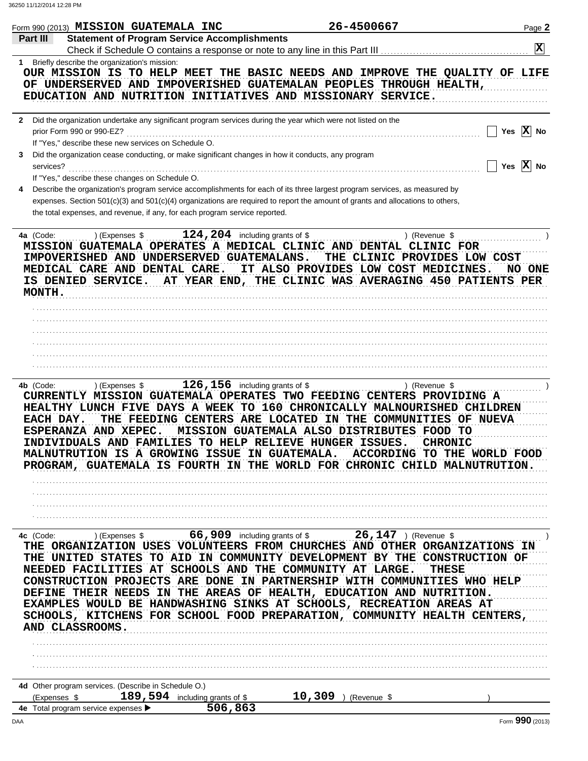Form 990 (2013) MISSION GUATEMALA INC 26-4500667 Page 2

**Part III Statement of Program Service Accomplishments**

Check if Schedule O contains a response or note to any line in this Part III .......... [X]

1 Briefly describe the organization's mission:

OUR MISSION IS TO HELP MEET THE BASIC NEEDS AND IMPROVE THE QUALITY OF LIFE OF UNDERSERVED AND IMPOVERISHED GUATEMALAN PEOPLES THROUGH HEALTH, EDUCATION AND NUTRITION INITIATIVES AND MISSIONARY SERVICE.

2 Did the organization undertake any significant program services during the year which were not listed on the prior Form 990 or 990-EZ? .......... [ ] Yes [X] No

If "Yes," describe these new services on Schedule O.

3 Did the organization cease conducting, or make significant changes in how it conducts, any program services? .......... [ ] Yes [X] No

If "Yes," describe these changes on Schedule O.

4 Describe the organization's program service accomplishments for each of its three largest program services, as measured by expenses. Section 501(c)(3) and 501(c)(4) organizations are required to report the amount of grants and allocations to others, the total expenses, and revenue, if any, for each program service reported.

4a (Code: ) (Expenses $ 124,204 including grants of $ ) (Revenue $ )

MISSION GUATEMALA OPERATES A MEDICAL CLINIC AND DENTAL CLINIC FOR IMPOVERISHED AND UNDERSERVED GUATEMALANS. THE CLINIC PROVIDES LOW COST MEDICAL CARE AND DENTAL CARE. IT ALSO PROVIDES LOW COST MEDICINES. NO ONE IS DENIED SERVICE. AT YEAR END, THE CLINIC WAS AVERAGING 450 PATIENTS PER MONTH.

4b (Code: ) (Expenses $ 126,156 including grants of $ ) (Revenue $ )

CURRENTLY MISSION GUATEMALA OPERATES TWO FEEDING CENTERS PROVIDING A HEALTHY LUNCH FIVE DAYS A WEEK TO 160 CHRONICALLY MALNOURISHED CHILDREN EACH DAY. THE FEEDING CENTERS ARE LOCATED IN THE COMMUNITIES OF NUEVA ESPERANZA AND XEPEC. MISSION GUATEMALA ALSO DISTRIBUTES FOOD TO INDIVIDUALS AND FAMILIES TO HELP RELIEVE HUNGER ISSUES. CHRONIC MALNUTRUTION IS A GROWING ISSUE IN GUATEMALA. ACCORDING TO THE WORLD FOOD PROGRAM, GUATEMALA IS FOURTH IN THE WORLD FOR CHRONIC CHILD MALNUTRUTION.

4c (Code: ) (Expenses $ 66,909 including grants of $ 26,147 ) (Revenue $ )

THE ORGANIZATION USES VOLUNTEERS FROM CHURCHES AND OTHER ORGANIZATIONS IN THE UNITED STATES TO AID IN COMMUNITY DEVELOPMENT BY THE CONSTRUCTION OF NEEDED FACILITIES AT SCHOOLS AND THE COMMUNITY AT LARGE. THESE CONSTRUCTION PROJECTS ARE DONE IN PARTNERSHIP WITH COMMUNITIES WHO HELP DEFINE THEIR NEEDS IN THE AREAS OF HEALTH, EDUCATION AND NUTRITION. EXAMPLES WOULD BE HANDWASHING SINKS AT SCHOOLS, RECREATION AREAS AT SCHOOLS, KITCHENS FOR SCHOOL FOOD PREPARATION, COMMUNITY HEALTH CENTERS, AND CLASSROOMS.

4d Other program services. (Describe in Schedule O.)

(Expenses $ 189,594 including grants of $ 10,309 ) (Revenue $ )

4e Total program service expenses ▶ 506,863

Form 990 (2013)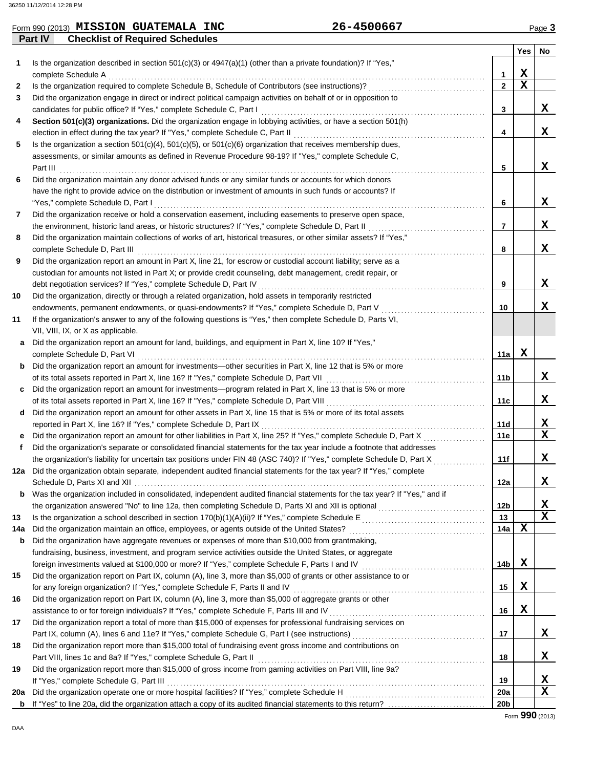Form 990 (2013) MISSION GUATEMALA INC 26-4500667

## Part IV Checklist of Required Schedules

| | | | Yes | No |
|---|---|---|---|---|
| 1 | Is the organization described in section 501(c)(3) or 4947(a)(1) (other than a private foundation)? If "Yes," complete Schedule A | 1 | X | |
| 2 | Is the organization required to complete Schedule B, Schedule of Contributors (see instructions)? | 2 | X | |
| 3 | Did the organization engage in direct or indirect political campaign activities on behalf of or in opposition to candidates for public office? If "Yes," complete Schedule C, Part I | 3 | | X |
| 4 | **Section 501(c)(3) organizations.** Did the organization engage in lobbying activities, or have a section 501(h) election in effect during the tax year? If "Yes," complete Schedule C, Part II | 4 | | X |
| 5 | Is the organization a section 501(c)(4), 501(c)(5), or 501(c)(6) organization that receives membership dues, assessments, or similar amounts as defined in Revenue Procedure 98-19? If "Yes," complete Schedule C, Part III | 5 | | X |
| 6 | Did the organization maintain any donor advised funds or any similar funds or accounts for which donors have the right to provide advice on the distribution or investment of amounts in such funds or accounts? If "Yes," complete Schedule D, Part I | 6 | | X |
| 7 | Did the organization receive or hold a conservation easement, including easements to preserve open space, the environment, historic land areas, or historic structures? If "Yes," complete Schedule D, Part II | 7 | | X |
| 8 | Did the organization maintain collections of works of art, historical treasures, or other similar assets? If "Yes," complete Schedule D, Part III | 8 | | X |
| 9 | Did the organization report an amount in Part X, line 21, for escrow or custodial account liability; serve as a custodian for amounts not listed in Part X; or provide credit counseling, debt management, credit repair, or debt negotiation services? If "Yes," complete Schedule D, Part IV | 9 | | X |
| 10 | Did the organization, directly or through a related organization, hold assets in temporarily restricted endowments, permanent endowments, or quasi-endowments? If "Yes," complete Schedule D, Part V | 10 | | X |
| 11 | If the organization's answer to any of the following questions is "Yes," then complete Schedule D, Parts VI, VII, VIII, IX, or X as applicable. | | | |
| a | Did the organization report an amount for land, buildings, and equipment in Part X, line 10? If "Yes," complete Schedule D, Part VI | 11a | X | |
| b | Did the organization report an amount for investments—other securities in Part X, line 12 that is 5% or more of its total assets reported in Part X, line 16? If "Yes," complete Schedule D, Part VII | 11b | | X |
| c | Did the organization report an amount for investments—program related in Part X, line 13 that is 5% or more of its total assets reported in Part X, line 16? If "Yes," complete Schedule D, Part VIII | 11c | | X |
| d | Did the organization report an amount for other assets in Part X, line 15 that is 5% or more of its total assets reported in Part X, line 16? If "Yes," complete Schedule D, Part IX | 11d | | X |
| e | Did the organization report an amount for other liabilities in Part X, line 25? If "Yes," complete Schedule D, Part X | 11e | | X |
| f | Did the organization's separate or consolidated financial statements for the tax year include a footnote that addresses the organization's liability for uncertain tax positions under FIN 48 (ASC 740)? If "Yes," complete Schedule D, Part X | 11f | | X |
| 12a | Did the organization obtain separate, independent audited financial statements for the tax year? If "Yes," complete Schedule D, Parts XI and XII | 12a | | X |
| b | Was the organization included in consolidated, independent audited financial statements for the tax year? If "Yes," and if the organization answered "No" to line 12a, then completing Schedule D, Parts XI and XII is optional | 12b | | X |
| 13 | Is the organization a school described in section 170(b)(1)(A)(ii)? If "Yes," complete Schedule E | 13 | | X |
| 14a | Did the organization maintain an office, employees, or agents outside of the United States? | 14a | X | |
| b | Did the organization have aggregate revenues or expenses of more than $10,000 from grantmaking, fundraising, business, investment, and program service activities outside the United States, or aggregate foreign investments valued at $100,000 or more? If "Yes," complete Schedule F, Parts I and IV | 14b | X | |
| 15 | Did the organization report on Part IX, column (A), line 3, more than $5,000 of grants or other assistance to or for any foreign organization? If "Yes," complete Schedule F, Parts II and IV | 15 | X | |
| 16 | Did the organization report on Part IX, column (A), line 3, more than $5,000 of aggregate grants or other assistance to or for foreign individuals? If "Yes," complete Schedule F, Parts III and IV | 16 | X | |
| 17 | Did the organization report a total of more than $15,000 of expenses for professional fundraising services on Part IX, column (A), lines 6 and 11e? If "Yes," complete Schedule G, Part I (see instructions) | 17 | | X |
| 18 | Did the organization report more than $15,000 total of fundraising event gross income and contributions on Part VIII, lines 1c and 8a? If "Yes," complete Schedule G, Part II | 18 | | X |
| 19 | Did the organization report more than $15,000 of gross income from gaming activities on Part VIII, line 9a? If "Yes," complete Schedule G, Part III | 19 | | X |
| 20a | Did the organization operate one or more hospital facilities? If "Yes," complete Schedule H | 20a | | X |
| b | If "Yes" to line 20a, did the organization attach a copy of its audited financial statements to this return? | 20b | | |

Form 990 (2013)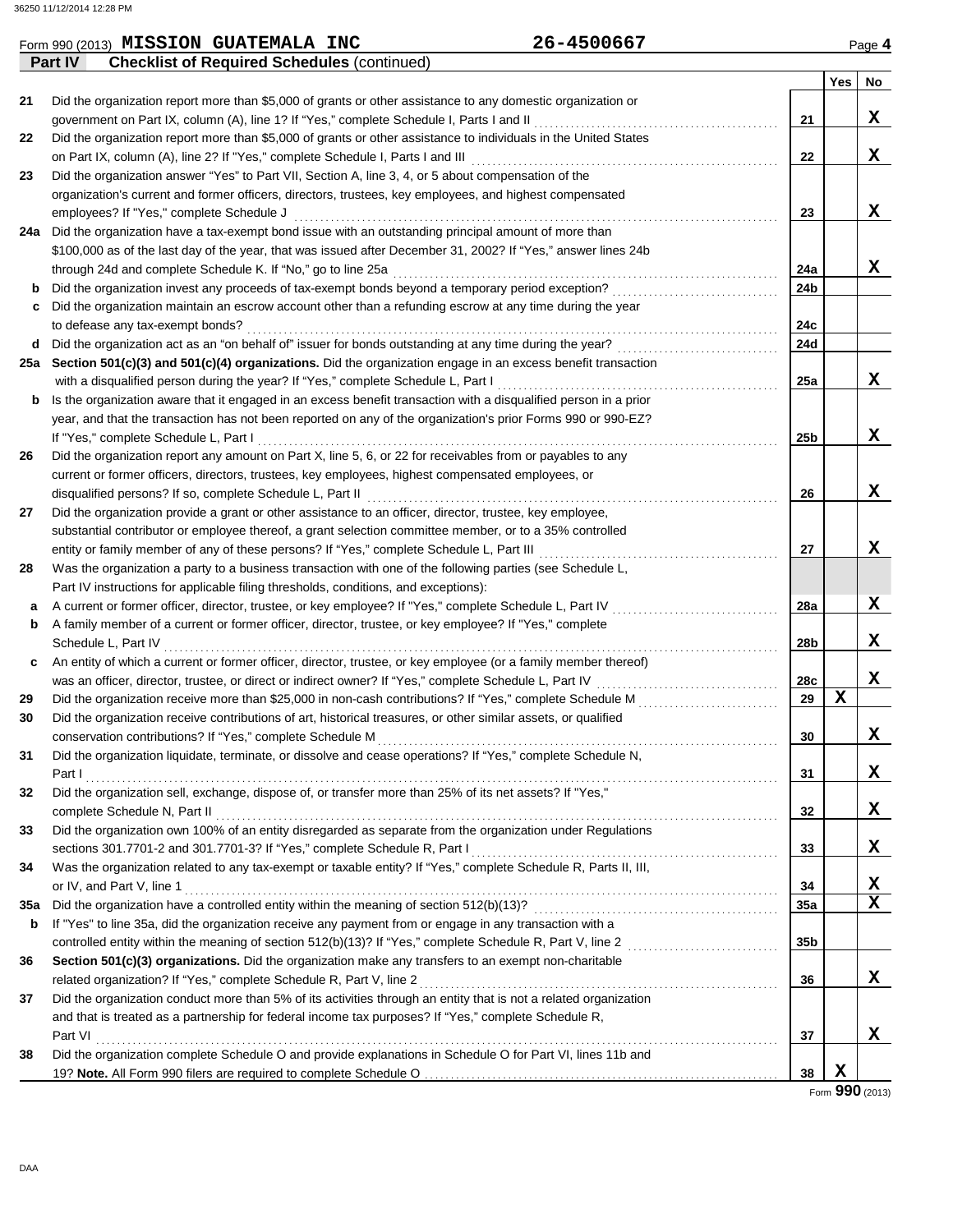Form 990 (2013) **MISSION GUATEMALA INC** **26-4500667** Page **4**

**Part IV** **Checklist of Required Schedules** (continued)

| | | | Yes | No |
|---|---|---|---|---|
| 21 | Did the organization report more than $5,000 of grants or other assistance to any domestic organization or government on Part IX, column (A), line 1? If "Yes," complete Schedule I, Parts I and II | 21 | | X |
| 22 | Did the organization report more than $5,000 of grants or other assistance to individuals in the United States on Part IX, column (A), line 2? If "Yes," complete Schedule I, Parts I and III | 22 | | X |
| 23 | Did the organization answer "Yes" to Part VII, Section A, line 3, 4, or 5 about compensation of the organization's current and former officers, directors, trustees, key employees, and highest compensated employees? If "Yes," complete Schedule J | 23 | | X |
| 24a | Did the organization have a tax-exempt bond issue with an outstanding principal amount of more than $100,000 as of the last day of the year, that was issued after December 31, 2002? If "Yes," answer lines 24b through 24d and complete Schedule K. If "No," go to line 25a | 24a | | X |
| b | Did the organization invest any proceeds of tax-exempt bonds beyond a temporary period exception? | 24b | | |
| c | Did the organization maintain an escrow account other than a refunding escrow at any time during the year to defease any tax-exempt bonds? | 24c | | |
| d | Did the organization act as an "on behalf of" issuer for bonds outstanding at any time during the year? | 24d | | |
| 25a | **Section 501(c)(3) and 501(c)(4) organizations.** Did the organization engage in an excess benefit transaction with a disqualified person during the year? If "Yes," complete Schedule L, Part I | 25a | | X |
| b | Is the organization aware that it engaged in an excess benefit transaction with a disqualified person in a prior year, and that the transaction has not been reported on any of the organization's prior Forms 990 or 990-EZ? If "Yes," complete Schedule L, Part I | 25b | | X |
| 26 | Did the organization report any amount on Part X, line 5, 6, or 22 for receivables from or payables to any current or former officers, directors, trustees, key employees, highest compensated employees, or disqualified persons? If so, complete Schedule L, Part II | 26 | | X |
| 27 | Did the organization provide a grant or other assistance to an officer, director, trustee, key employee, substantial contributor or employee thereof, a grant selection committee member, or to a 35% controlled entity or family member of any of these persons? If "Yes," complete Schedule L, Part III | 27 | | X |
| 28 | Was the organization a party to a business transaction with one of the following parties (see Schedule L, Part IV instructions for applicable filing thresholds, conditions, and exceptions): | | | |
| a | A current or former officer, director, trustee, or key employee? If "Yes," complete Schedule L, Part IV | 28a | | X |
| b | A family member of a current or former officer, director, trustee, or key employee? If "Yes," complete Schedule L, Part IV | 28b | | X |
| c | An entity of which a current or former officer, director, trustee, or key employee (or a family member thereof) was an officer, director, trustee, or direct or indirect owner? If "Yes," complete Schedule L, Part IV | 28c | | X |
| 29 | Did the organization receive more than $25,000 in non-cash contributions? If "Yes," complete Schedule M | 29 | X | |
| 30 | Did the organization receive contributions of art, historical treasures, or other similar assets, or qualified conservation contributions? If "Yes," complete Schedule M | 30 | | X |
| 31 | Did the organization liquidate, terminate, or dissolve and cease operations? If "Yes," complete Schedule N, Part I | 31 | | X |
| 32 | Did the organization sell, exchange, dispose of, or transfer more than 25% of its net assets? If "Yes," complete Schedule N, Part II | 32 | | X |
| 33 | Did the organization own 100% of an entity disregarded as separate from the organization under Regulations sections 301.7701-2 and 301.7701-3? If "Yes," complete Schedule R, Part I | 33 | | X |
| 34 | Was the organization related to any tax-exempt or taxable entity? If "Yes," complete Schedule R, Parts II, III, or IV, and Part V, line 1 | 34 | | X |
| 35a | Did the organization have a controlled entity within the meaning of section 512(b)(13)? | 35a | | X |
| b | If "Yes" to line 35a, did the organization receive any payment from or engage in any transaction with a controlled entity within the meaning of section 512(b)(13)? If "Yes," complete Schedule R, Part V, line 2 | 35b | | |
| 36 | **Section 501(c)(3) organizations.** Did the organization make any transfers to an exempt non-charitable related organization? If "Yes," complete Schedule R, Part V, line 2 | 36 | | X |
| 37 | Did the organization conduct more than 5% of its activities through an entity that is not a related organization and that is treated as a partnership for federal income tax purposes? If "Yes," complete Schedule R, Part VI | 37 | | X |
| 38 | Did the organization complete Schedule O and provide explanations in Schedule O for Part VI, lines 11b and 19? **Note.** All Form 990 filers are required to complete Schedule O | 38 | X | |

Form **990** (2013)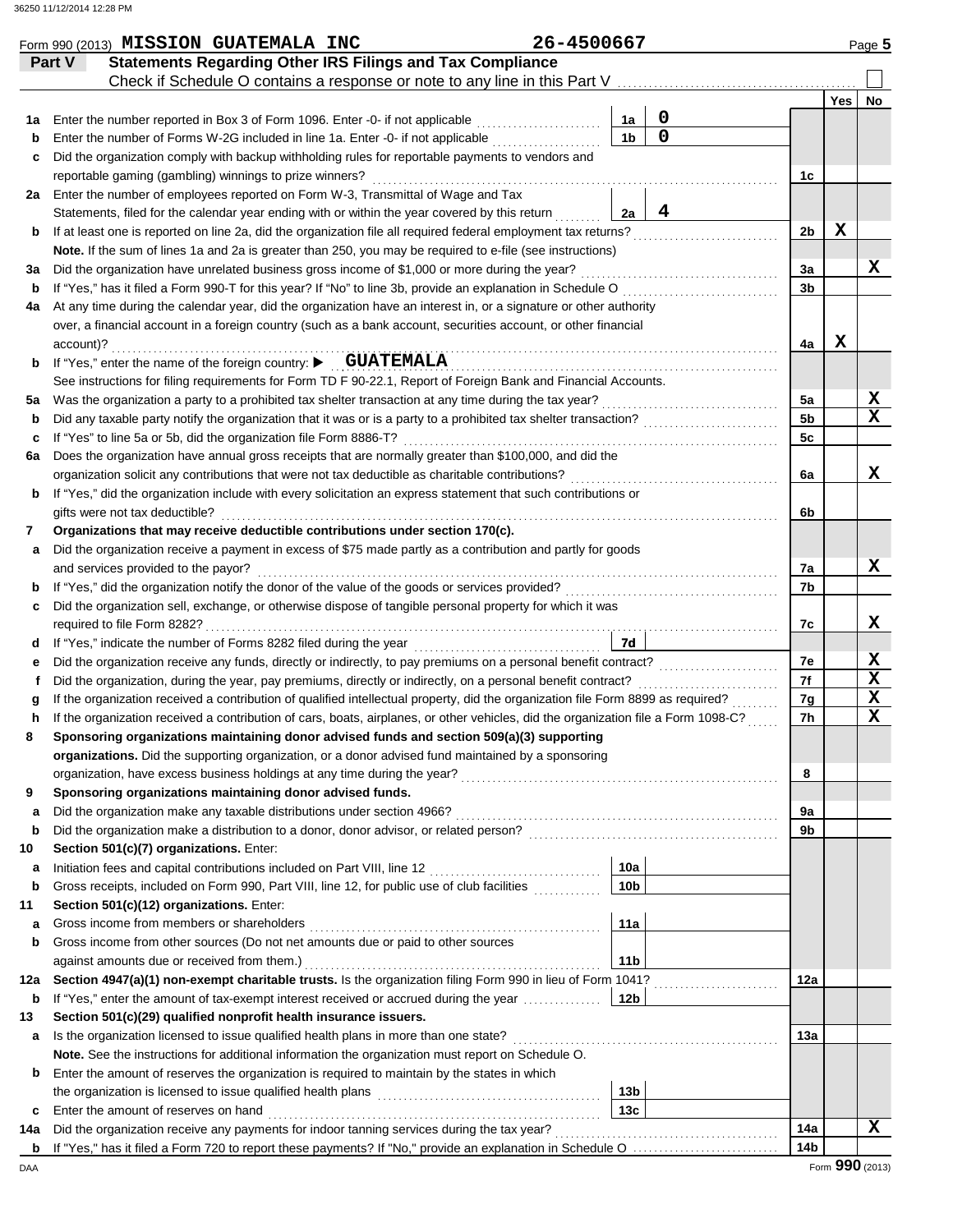Form 990 (2013) **MISSION GUATEMALA INC** **26-4500667** Page **5**

## Part V Statements Regarding Other IRS Filings and Tax Compliance

Check if Schedule O contains a response or note to any line in this Part V

| | | | | | Yes | No |
|---|---|---|---|---|---|---|
| 1a | Enter the number reported in Box 3 of Form 1096. Enter -0- if not applicable | 1a | 0 | | | |
| b | Enter the number of Forms W-2G included in line 1a. Enter -0- if not applicable | 1b | 0 | | | |
| c | Did the organization comply with backup withholding rules for reportable payments to vendors and reportable gaming (gambling) winnings to prize winners? | | | 1c | | |
| 2a | Enter the number of employees reported on Form W-3, Transmittal of Wage and Tax Statements, filed for the calendar year ending with or within the year covered by this return | 2a | 4 | | | |
| b | If at least one is reported on line 2a, did the organization file all required federal employment tax returns? | | | 2b | X | |
| | **Note.** If the sum of lines 1a and 2a is greater than 250, you may be required to e-file (see instructions) | | | | | |
| 3a | Did the organization have unrelated business gross income of $1,000 or more during the year? | | | 3a | | X |
| b | If "Yes," has it filed a Form 990-T for this year? If "No" to line 3b, provide an explanation in Schedule O | | | 3b | | |
| 4a | At any time during the calendar year, did the organization have an interest in, or a signature or other authority over, a financial account in a foreign country (such as a bank account, securities account, or other financial account)? | | | 4a | X | |
| b | If "Yes," enter the name of the foreign country: ▶ GUATEMALA | | | | | |
| | See instructions for filing requirements for Form TD F 90-22.1, Report of Foreign Bank and Financial Accounts. | | | | | |
| 5a | Was the organization a party to a prohibited tax shelter transaction at any time during the tax year? | | | 5a | | X |
| b | Did any taxable party notify the organization that it was or is a party to a prohibited tax shelter transaction? | | | 5b | | X |
| c | If "Yes" to line 5a or 5b, did the organization file Form 8886-T? | | | 5c | | |
| 6a | Does the organization have annual gross receipts that are normally greater than $100,000, and did the organization solicit any contributions that were not tax deductible as charitable contributions? | | | 6a | | X |
| b | If "Yes," did the organization include with every solicitation an express statement that such contributions or gifts were not tax deductible? | | | 6b | | |
| 7 | **Organizations that may receive deductible contributions under section 170(c).** | | | | | |
| a | Did the organization receive a payment in excess of $75 made partly as a contribution and partly for goods and services provided to the payor? | | | 7a | | X |
| b | If "Yes," did the organization notify the donor of the value of the goods or services provided? | | | 7b | | |
| c | Did the organization sell, exchange, or otherwise dispose of tangible personal property for which it was required to file Form 8282? | | | 7c | | X |
| d | If "Yes," indicate the number of Forms 8282 filed during the year | 7d | | | | |
| e | Did the organization receive any funds, directly or indirectly, to pay premiums on a personal benefit contract? | | | 7e | | X |
| f | Did the organization, during the year, pay premiums, directly or indirectly, on a personal benefit contract? | | | 7f | | X |
| g | If the organization received a contribution of qualified intellectual property, did the organization file Form 8899 as required? | | | 7g | | X |
| h | If the organization received a contribution of cars, boats, airplanes, or other vehicles, did the organization file a Form 1098-C? | | | 7h | | X |
| 8 | **Sponsoring organizations maintaining donor advised funds and section 509(a)(3) supporting organizations.** Did the supporting organization, or a donor advised fund maintained by a sponsoring organization, have excess business holdings at any time during the year? | | | 8 | | |
| 9 | **Sponsoring organizations maintaining donor advised funds.** | | | | | |
| a | Did the organization make any taxable distributions under section 4966? | | | 9a | | |
| b | Did the organization make a distribution to a donor, donor advisor, or related person? | | | 9b | | |
| 10 | **Section 501(c)(7) organizations.** Enter: | | | | | |
| a | Initiation fees and capital contributions included on Part VIII, line 12 | 10a | | | | |
| b | Gross receipts, included on Form 990, Part VIII, line 12, for public use of club facilities | 10b | | | | |
| 11 | **Section 501(c)(12) organizations.** Enter: | | | | | |
| a | Gross income from members or shareholders | 11a | | | | |
| b | Gross income from other sources (Do not net amounts due or paid to other sources against amounts due or received from them.) | 11b | | | | |
| 12a | **Section 4947(a)(1) non-exempt charitable trusts.** Is the organization filing Form 990 in lieu of Form 1041? | | | 12a | | |
| b | If "Yes," enter the amount of tax-exempt interest received or accrued during the year | 12b | | | | |
| 13 | **Section 501(c)(29) qualified nonprofit health insurance issuers.** | | | | | |
| a | Is the organization licensed to issue qualified health plans in more than one state? | | | 13a | | |
| | **Note.** See the instructions for additional information the organization must report on Schedule O. | | | | | |
| b | Enter the amount of reserves the organization is required to maintain by the states in which the organization is licensed to issue qualified health plans | 13b | | | | |
| c | Enter the amount of reserves on hand | 13c | | | | |
| 14a | Did the organization receive any payments for indoor tanning services during the tax year? | | | 14a | | X |
| b | If "Yes," has it filed a Form 720 to report these payments? If "No," provide an explanation in Schedule O | | | 14b | | |

DAA Form **990** (2013)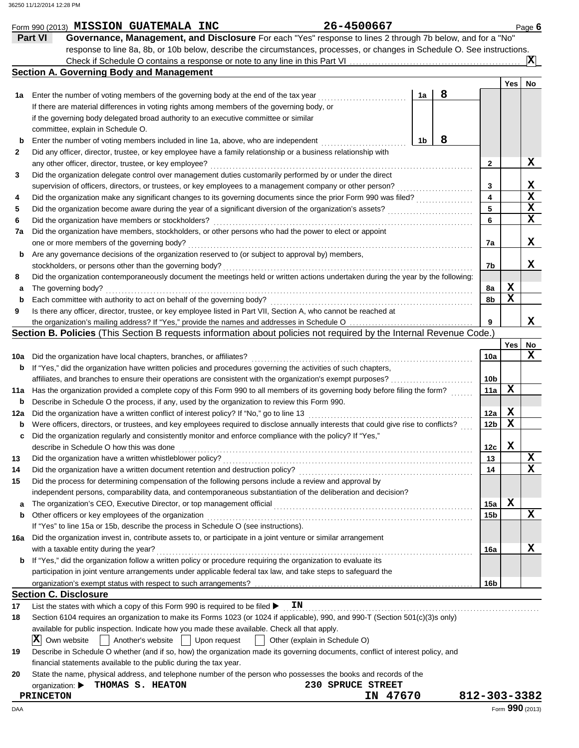Form 990 (2013) **MISSION GUATEMALA INC** 26-4500667 Page **6**

## Part VI Governance, Management, and Disclosure

For each "Yes" response to lines 2 through 7b below, and for a "No" response to line 8a, 8b, or 10b below, describe the circumstances, processes, or changes in Schedule O. See instructions.

Check if Schedule O contains a response or note to any line in this Part VI .......... **X**

### Section A. Governing Body and Management

| | | | Yes | No |
|---|---|---|---|---|
| **1a** | Enter the number of voting members of the governing body at the end of the tax year ..... **1a** 8<br>If there are material differences in voting rights among members of the governing body, or if the governing body delegated broad authority to an executive committee or similar committee, explain in Schedule O. | | | |
| **b** | Enter the number of voting members included in line 1a, above, who are independent ..... **1b** 8 | | | |
| **2** | Did any officer, director, trustee, or key employee have a family relationship or a business relationship with any other officer, director, trustee, or key employee? | 2 | | X |
| **3** | Did the organization delegate control over management duties customarily performed by or under the direct supervision of officers, directors, or trustees, or key employees to a management company or other person? | 3 | | X |
| **4** | Did the organization make any significant changes to its governing documents since the prior Form 990 was filed? | 4 | | X |
| **5** | Did the organization become aware during the year of a significant diversion of the organization's assets? | 5 | | X |
| **6** | Did the organization have members or stockholders? | 6 | | X |
| **7a** | Did the organization have members, stockholders, or other persons who had the power to elect or appoint one or more members of the governing body? | 7a | | X |
| **b** | Are any governance decisions of the organization reserved to (or subject to approval by) members, stockholders, or persons other than the governing body? | 7b | | X |
| **8** | Did the organization contemporaneously document the meetings held or written actions undertaken during the year by the following: | | | |
| **a** | The governing body? | 8a | X | |
| **b** | Each committee with authority to act on behalf of the governing body? | 8b | X | |
| **9** | Is there any officer, director, trustee, or key employee listed in Part VII, Section A, who cannot be reached at the organization's mailing address? If "Yes," provide the names and addresses in Schedule O | 9 | | X |

### Section B. Policies (This Section B requests information about policies not required by the Internal Revenue Code.)

| | | | Yes | No |
|---|---|---|---|---|
| **10a** | Did the organization have local chapters, branches, or affiliates? | 10a | | X |
| **b** | If "Yes," did the organization have written policies and procedures governing the activities of such chapters, affiliates, and branches to ensure their operations are consistent with the organization's exempt purposes? | 10b | | |
| **11a** | Has the organization provided a complete copy of this Form 990 to all members of its governing body before filing the form? | 11a | X | |
| **b** | Describe in Schedule O the process, if any, used by the organization to review this Form 990. | | | |
| **12a** | Did the organization have a written conflict of interest policy? If "No," go to line 13 | 12a | X | |
| **b** | Were officers, directors, or trustees, and key employees required to disclose annually interests that could give rise to conflicts? | 12b | X | |
| **c** | Did the organization regularly and consistently monitor and enforce compliance with the policy? If "Yes," describe in Schedule O how this was done | 12c | X | |
| **13** | Did the organization have a written whistleblower policy? | 13 | | X |
| **14** | Did the organization have a written document retention and destruction policy? | 14 | | X |
| **15** | Did the process for determining compensation of the following persons include a review and approval by independent persons, comparability data, and contemporaneous substantiation of the deliberation and decision? | | | |
| **a** | The organization's CEO, Executive Director, or top management official | 15a | X | |
| **b** | Other officers or key employees of the organization<br>If "Yes" to line 15a or 15b, describe the process in Schedule O (see instructions). | 15b | | X |
| **16a** | Did the organization invest in, contribute assets to, or participate in a joint venture or similar arrangement with a taxable entity during the year? | 16a | | X |
| **b** | If "Yes," did the organization follow a written policy or procedure requiring the organization to evaluate its participation in joint venture arrangements under applicable federal tax law, and take steps to safeguard the organization's exempt status with respect to such arrangements? | 16b | | |

### Section C. Disclosure

**17** List the states with which a copy of this Form 990 is required to be filed ▶ IN

**18** Section 6104 requires an organization to make its Forms 1023 (or 1024 if applicable), 990, and 990-T (Section 501(c)(3)s only) available for public inspection. Indicate how you made these available. Check all that apply.

[X] Own website [ ] Another's website [ ] Upon request [ ] Other (explain in Schedule O)

**19** Describe in Schedule O whether (and if so, how) the organization made its governing documents, conflict of interest policy, and financial statements available to the public during the tax year.

**20** State the name, physical address, and telephone number of the person who possesses the books and records of the organization: ▶ THOMAS S. HEATON 230 SPRUCE STREET PRINCETON IN 47670 812-303-3382

DAA Form **990** (2013)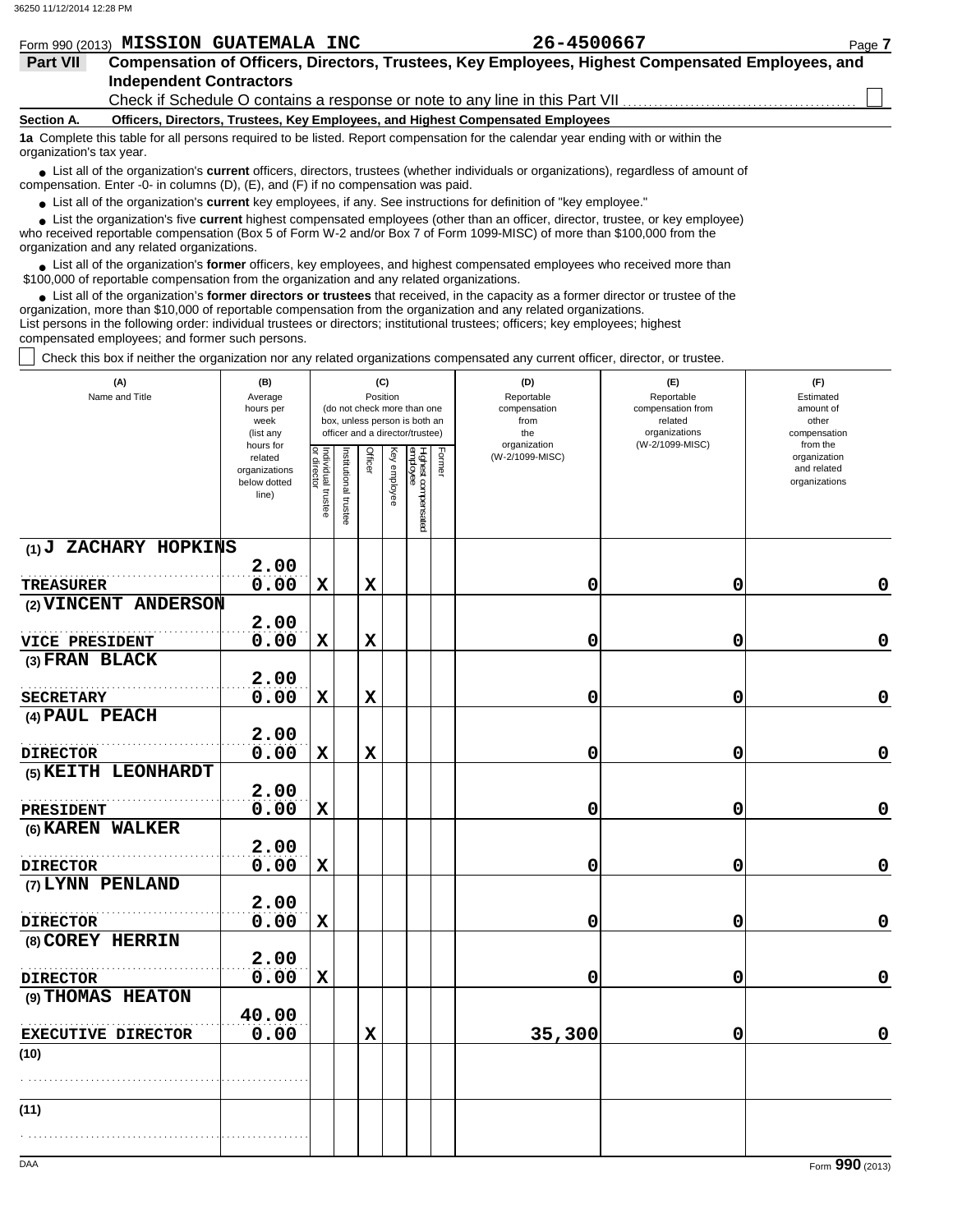Form 990 (2013) **MISSION GUATEMALA INC** **26-4500667** Page **7**

## Part VII Compensation of Officers, Directors, Trustees, Key Employees, Highest Compensated Employees, and Independent Contractors

Check if Schedule O contains a response or note to any line in this Part VII ☐

**Section A. Officers, Directors, Trustees, Key Employees, and Highest Compensated Employees**

**1a** Complete this table for all persons required to be listed. Report compensation for the calendar year ending with or within the organization's tax year.

- List all of the organization's **current** officers, directors, trustees (whether individuals or organizations), regardless of amount of compensation. Enter -0- in columns (D), (E), and (F) if no compensation was paid.
- List all of the organization's **current** key employees, if any. See instructions for definition of "key employee."
- List the organization's five **current** highest compensated employees (other than an officer, director, trustee, or key employee) who received reportable compensation (Box 5 of Form W-2 and/or Box 7 of Form 1099-MISC) of more than $100,000 from the organization and any related organizations.
- List all of the organization's **former** officers, key employees, and highest compensated employees who received more than $100,000 of reportable compensation from the organization and any related organizations.
- List all of the organization's **former directors or trustees** that received, in the capacity as a former director or trustee of the organization, more than $10,000 of reportable compensation from the organization and any related organizations.

List persons in the following order: individual trustees or directors; institutional trustees; officers; key employees; highest compensated employees; and former such persons.

☐ Check this box if neither the organization nor any related organizations compensated any current officer, director, or trustee.

| (A) Name and Title | (B) Average hours per week (list any hours for related organizations below dotted line) | (C) Position: Individual trustee or director | Institutional trustee | Officer | Key employee | Highest compensated employee | Former | (D) Reportable compensation from the organization (W-2/1099-MISC) | (E) Reportable compensation from related organizations (W-2/1099-MISC) | (F) Estimated amount of other compensation from the organization and related organizations |
|---|---|---|---|---|---|---|---|---|---|---|
| (1) J ZACHARY HOPKINS<br>TREASURER | 2.00<br>0.00 | X | | X | | | | 0 | 0 | 0 |
| (2) VINCENT ANDERSON<br>VICE PRESIDENT | 2.00<br>0.00 | X | | X | | | | 0 | 0 | 0 |
| (3) FRAN BLACK<br>SECRETARY | 2.00<br>0.00 | X | | X | | | | 0 | 0 | 0 |
| (4) PAUL PEACH<br>DIRECTOR | 2.00<br>0.00 | X | | X | | | | 0 | 0 | 0 |
| (5) KEITH LEONHARDT<br>PRESIDENT | 2.00<br>0.00 | X | | | | | | 0 | 0 | 0 |
| (6) KAREN WALKER<br>DIRECTOR | 2.00<br>0.00 | X | | | | | | 0 | 0 | 0 |
| (7) LYNN PENLAND<br>DIRECTOR | 2.00<br>0.00 | X | | | | | | 0 | 0 | 0 |
| (8) COREY HERRIN<br>DIRECTOR | 2.00<br>0.00 | X | | | | | | 0 | 0 | 0 |
| (9) THOMAS HEATON<br>EXECUTIVE DIRECTOR | 40.00<br>0.00 | | | X | | | | 35,300 | 0 | 0 |
| (10) | | | | | | | | | | |
| (11) | | | | | | | | | | |

Form **990** (2013)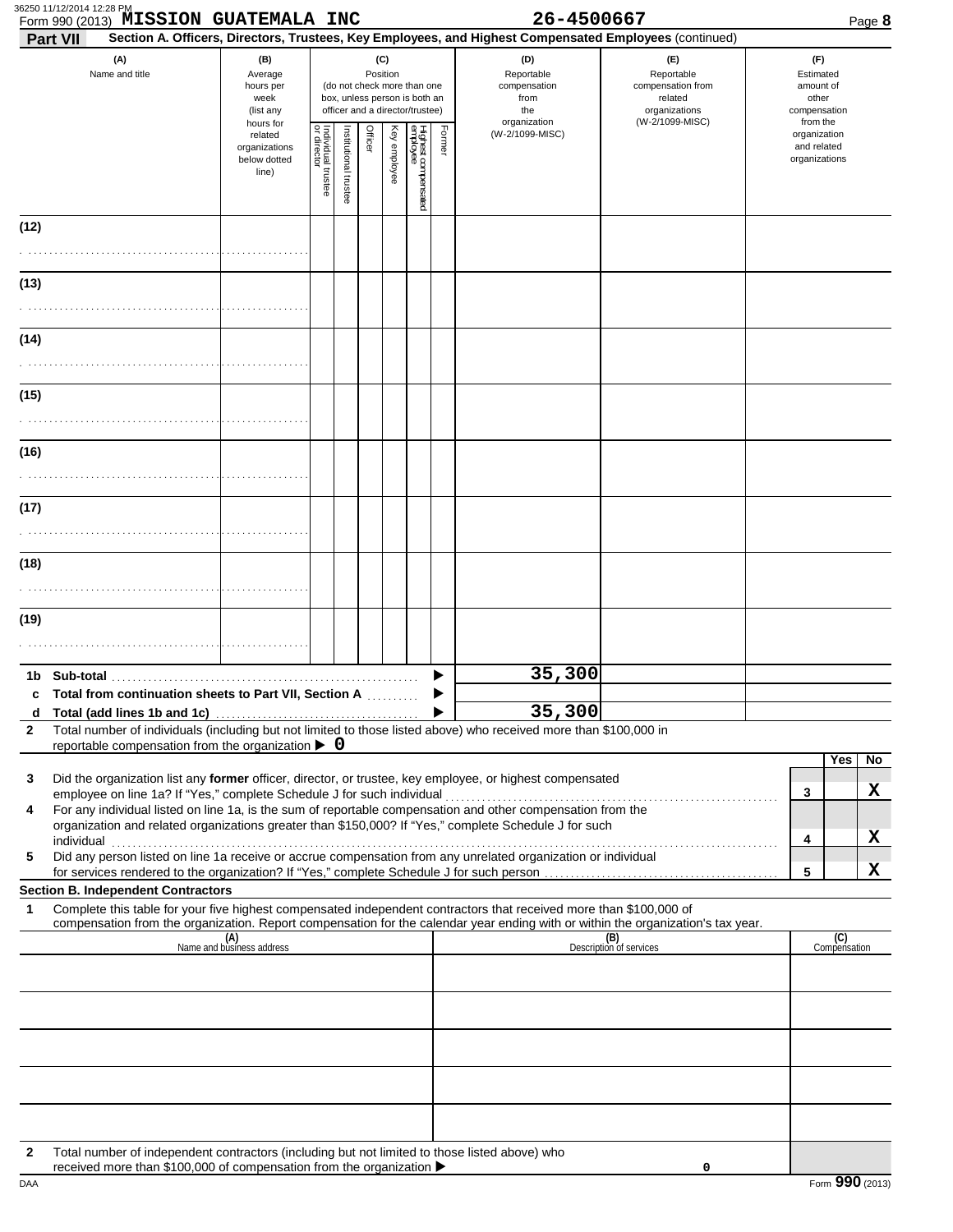Form 990 (2013) **MISSION GUATEMALA INC** 26-4500667 Page **8**

**Part VII** **Section A. Officers, Directors, Trustees, Key Employees, and Highest Compensated Employees** (continued)

| (A) Name and title | (B) Average hours per week (list any hours for related organizations below dotted line) | (C) Position (do not check more than one box, unless person is both an officer and a director/trustee) | | | | | | (D) Reportable compensation from the organization (W-2/1099-MISC) | (E) Reportable compensation from related organizations (W-2/1099-MISC) | (F) Estimated amount of other compensation from the organization and related organizations |
|---|---|---|---|---|---|---|---|---|---|---|
| | | Individual trustee or director | Institutional trustee | Officer | Key employee | Highest compensated employee | Former | | | |
| (12) | | | | | | | | | | |
| (13) | | | | | | | | | | |
| (14) | | | | | | | | | | |
| (15) | | | | | | | | | | |
| (16) | | | | | | | | | | |
| (17) | | | | | | | | | | |
| (18) | | | | | | | | | | |
| (19) | | | | | | | | | | |

| | | (D) | (E) | (F) |
|---|---|---|---|---|
| 1b | Sub-total | 35,300 | | |
| c | Total from continuation sheets to Part VII, Section A | | | |
| d | Total (add lines 1b and 1c) | 35,300 | | |

**2** Total number of individuals (including but not limited to those listed above) who received more than $100,000 in reportable compensation from the organization ▶ 0

| | | | Yes | No |
|---|---|---|---|---|
| 3 | Did the organization list any **former** officer, director, or trustee, key employee, or highest compensated employee on line 1a? If "Yes," complete Schedule J for such individual | 3 | | X |
| 4 | For any individual listed on line 1a, is the sum of reportable compensation and other compensation from the organization and related organizations greater than $150,000? If "Yes," complete Schedule J for such individual | 4 | | X |
| 5 | Did any person listed on line 1a receive or accrue compensation from any unrelated organization or individual for services rendered to the organization? If "Yes," complete Schedule J for such person | 5 | | X |

**Section B. Independent Contractors**

**1** Complete this table for your five highest compensated independent contractors that received more than $100,000 of compensation from the organization. Report compensation for the calendar year ending with or within the organization's tax year.

| (A) Name and business address | (B) Description of services | (C) Compensation |
|---|---|---|
| | | |
| | | |
| | | |
| | | |
| | | |

**2** Total number of independent contractors (including but not limited to those listed above) who received more than $100,000 of compensation from the organization ▶ 0

DAA Form **990** (2013)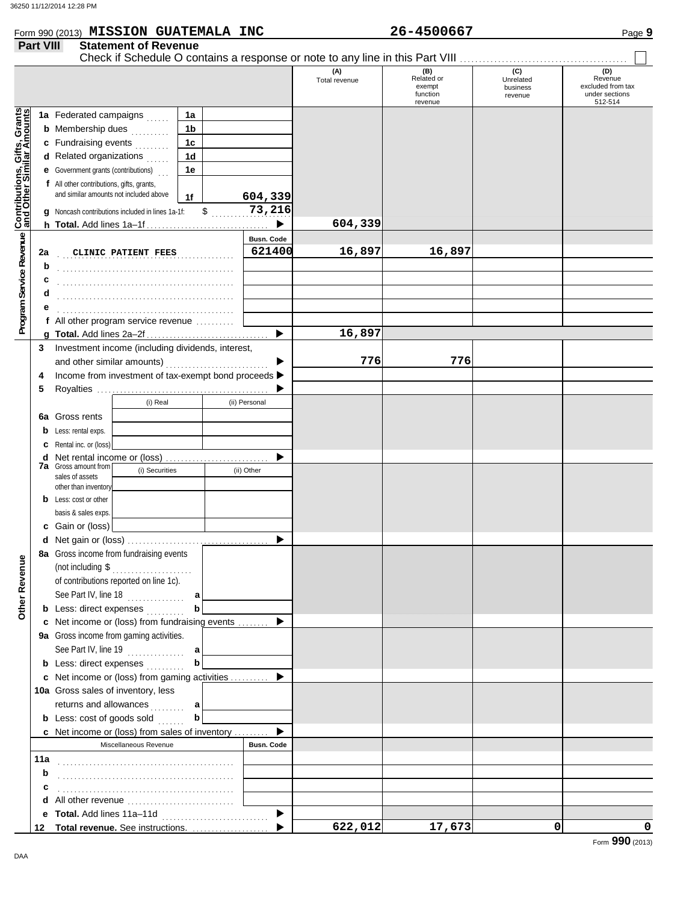Form 990 (2013) **MISSION GUATEMALA INC** **26-4500667** Page **9**

## Part VIII Statement of Revenue

Check if Schedule O contains a response or note to any line in this Part VIII ☐

| | | | (A) Total revenue | (B) Related or exempt function revenue | (C) Unrelated business revenue | (D) Revenue excluded from tax under sections 512-514 |
|---|---|---|---|---|---|---|
| **Contributions, Gifts, Grants and Other Similar Amounts** | 1a Federated campaigns | 1a | | | | |
| | b Membership dues | 1b | | | | |
| | c Fundraising events | 1c | | | | |
| | d Related organizations | 1d | | | | |
| | e Government grants (contributions) | 1e | | | | |
| | f All other contributions, gifts, grants, and similar amounts not included above | 1f 604,339 | | | | |
| | g Noncash contributions included in lines 1a-1f: $ 73,216 | | | | | |
| | h **Total.** Add lines 1a–1f ▶ | | 604,339 | | | |
| **Program Service Revenue** | | Busn. Code | | | | |
| | 2a CLINIC PATIENT FEES | 621400 | 16,897 | 16,897 | | |
| | b | | | | | |
| | c | | | | | |
| | d | | | | | |
| | e | | | | | |
| | f All other program service revenue | | | | | |
| | g **Total.** Add lines 2a–2f ▶ | | 16,897 | | | |
| | 3 Investment income (including dividends, interest, and other similar amounts) ▶ | | 776 | 776 | | |
| | 4 Income from investment of tax-exempt bond proceeds ▶ | | | | | |
| | 5 Royalties ▶ | | | | | |
| | | (i) Real / (ii) Personal | | | | |
| | 6a Gross rents | | | | | |
| | b Less: rental exps. | | | | | |
| | c Rental inc. or (loss) | | | | | |
| | d Net rental income or (loss) ▶ | | | | | |
| | 7a Gross amount from sales of assets other than inventory | (i) Securities / (ii) Other | | | | |
| | b Less: cost or other basis & sales exps. | | | | | |
| | c Gain or (loss) | | | | | |
| | d Net gain or (loss) ▶ | | | | | |
| **Other Revenue** | 8a Gross income from fundraising events (not including $ of contributions reported on line 1c). See Part IV, line 18 | a | | | | |
| | b Less: direct expenses | b | | | | |
| | c Net income or (loss) from fundraising events ▶ | | | | | |
| | 9a Gross income from gaming activities. See Part IV, line 19 | a | | | | |
| | b Less: direct expenses | b | | | | |
| | c Net income or (loss) from gaming activities ▶ | | | | | |
| | 10a Gross sales of inventory, less returns and allowances | a | | | | |
| | b Less: cost of goods sold | b | | | | |
| | c Net income or (loss) from sales of inventory ▶ | | | | | |
| | Miscellaneous Revenue | Busn. Code | | | | |
| | 11a | | | | | |
| | b | | | | | |
| | c | | | | | |
| | d All other revenue | | | | | |
| | e **Total.** Add lines 11a–11d ▶ | | | | | |
| | 12 **Total revenue.** See instructions. ▶ | | 622,012 | 17,673 | 0 | 0 |

Form **990** (2013)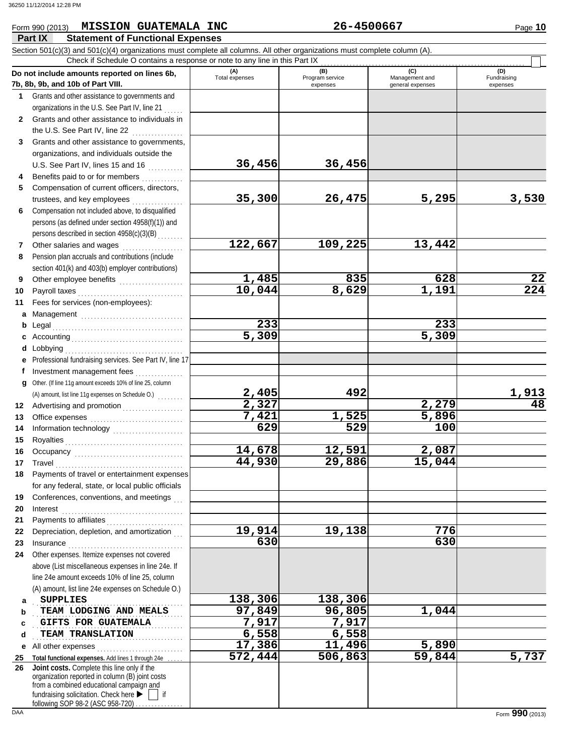Form 990 (2013) **MISSION GUATEMALA INC** 26-4500667

**Part IX Statement of Functional Expenses**

Section 501(c)(3) and 501(c)(4) organizations must complete all columns. All other organizations must complete column (A).

Check if Schedule O contains a response or note to any line in this Part IX ☐

| Do not include amounts reported on lines 6b, 7b, 8b, 9b, and 10b of Part VIII. | (A) Total expenses | (B) Program service expenses | (C) Management and general expenses | (D) Fundraising expenses |
|---|---|---|---|---|
| **1** Grants and other assistance to governments and organizations in the U.S. See Part IV, line 21 | | | | |
| **2** Grants and other assistance to individuals in the U.S. See Part IV, line 22 | | | | |
| **3** Grants and other assistance to governments, organizations, and individuals outside the U.S. See Part IV, lines 15 and 16 | 36,456 | 36,456 | | |
| **4** Benefits paid to or for members | | | | |
| **5** Compensation of current officers, directors, trustees, and key employees | 35,300 | 26,475 | 5,295 | 3,530 |
| **6** Compensation not included above, to disqualified persons (as defined under section 4958(f)(1)) and persons described in section 4958(c)(3)(B) | | | | |
| **7** Other salaries and wages | 122,667 | 109,225 | 13,442 | |
| **8** Pension plan accruals and contributions (include section 401(k) and 403(b) employer contributions) | | | | |
| **9** Other employee benefits | 1,485 | 835 | 628 | 22 |
| **10** Payroll taxes | 10,044 | 8,629 | 1,191 | 224 |
| **11** Fees for services (non-employees): | | | | |
| **a** Management | | | | |
| **b** Legal | 233 | | 233 | |
| **c** Accounting | 5,309 | | 5,309 | |
| **d** Lobbying | | | | |
| **e** Professional fundraising services. See Part IV, line 17 | | | | |
| **f** Investment management fees | | | | |
| **g** Other. (If line 11g amount exceeds 10% of line 25, column (A) amount, list line 11g expenses on Schedule O.) | 2,405 | 492 | | 1,913 |
| **12** Advertising and promotion | 2,327 | | 2,279 | 48 |
| **13** Office expenses | 7,421 | 1,525 | 5,896 | |
| **14** Information technology | 629 | 529 | 100 | |
| **15** Royalties | | | | |
| **16** Occupancy | 14,678 | 12,591 | 2,087 | |
| **17** Travel | 44,930 | 29,886 | 15,044 | |
| **18** Payments of travel or entertainment expenses for any federal, state, or local public officials | | | | |
| **19** Conferences, conventions, and meetings | | | | |
| **20** Interest | | | | |
| **21** Payments to affiliates | | | | |
| **22** Depreciation, depletion, and amortization | 19,914 | 19,138 | 776 | |
| **23** Insurance | 630 | | 630 | |
| **24** Other expenses. Itemize expenses not covered above (List miscellaneous expenses in line 24e. If line 24e amount exceeds 10% of line 25, column (A) amount, list line 24e expenses on Schedule O.) | | | | |
| **a** SUPPLIES | 138,306 | 138,306 | | |
| **b** TEAM LODGING AND MEALS | 97,849 | 96,805 | 1,044 | |
| **c** GIFTS FOR GUATEMALA | 7,917 | 7,917 | | |
| **d** TEAM TRANSLATION | 6,558 | 6,558 | | |
| **e** All other expenses | 17,386 | 11,496 | 5,890 | |
| **25 Total functional expenses.** Add lines 1 through 24e | 572,444 | 506,863 | 59,844 | 5,737 |
| **26 Joint costs.** Complete this line only if the organization reported in column (B) joint costs from a combined educational campaign and fundraising solicitation. Check here ▶ ☐ if following SOP 98-2 (ASC 958-720) | | | | |

Form **990** (2013)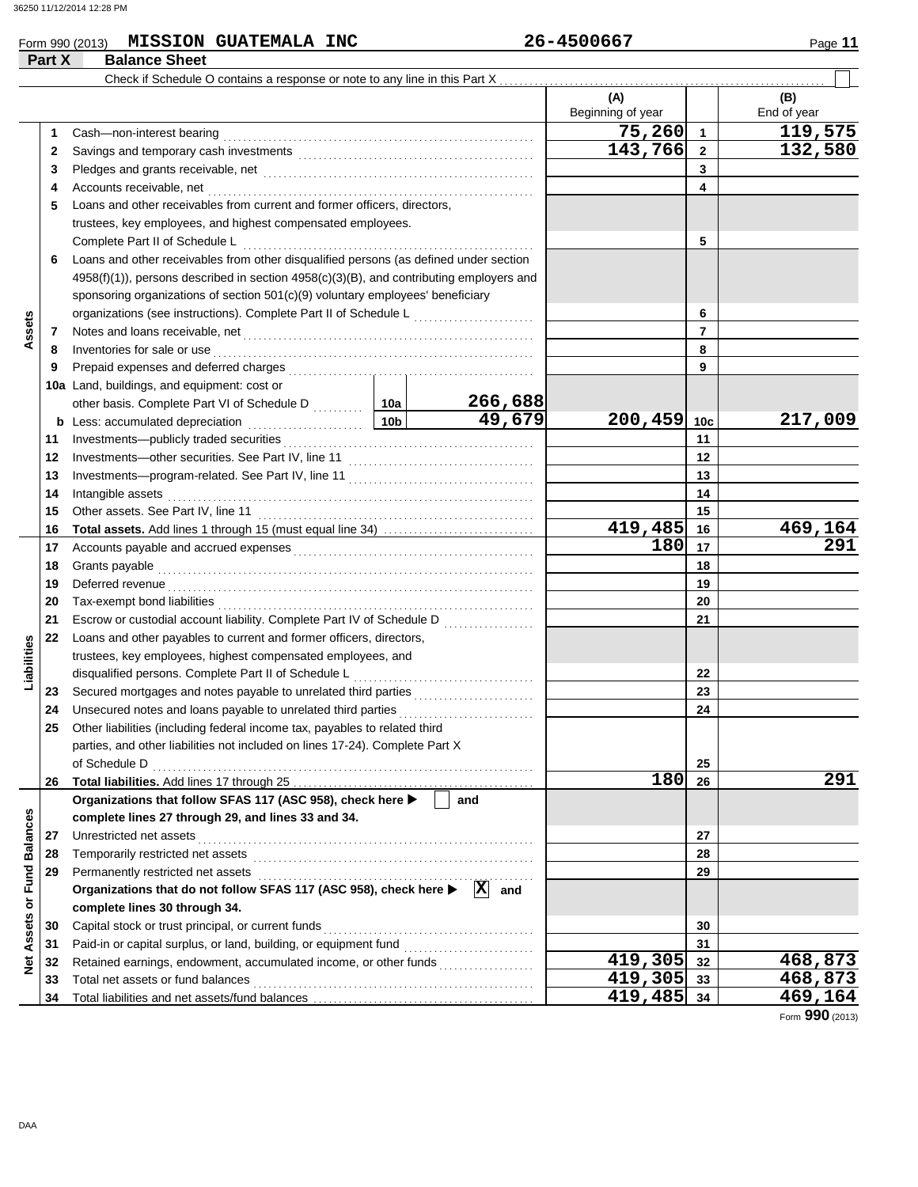Form 990 (2013) **MISSION GUATEMALA INC** **26-4500667** Page **11**

**Part X Balance Sheet**

Check if Schedule O contains a response or note to any line in this Part X ☐

| | | | | (A) Beginning of year | | (B) End of year |
|---|---|---|---|---|---|---|
| **Assets** | 1 | Cash—non-interest bearing | | 75,260 | 1 | 119,575 |
| | 2 | Savings and temporary cash investments | | 143,766 | 2 | 132,580 |
| | 3 | Pledges and grants receivable, net | | | 3 | |
| | 4 | Accounts receivable, net | | | 4 | |
| | 5 | Loans and other receivables from current and former officers, directors, trustees, key employees, and highest compensated employees. Complete Part II of Schedule L | | | 5 | |
| | 6 | Loans and other receivables from other disqualified persons (as defined under section 4958(f)(1)), persons described in section 4958(c)(3)(B), and contributing employers and sponsoring organizations of section 501(c)(9) voluntary employees' beneficiary organizations (see instructions). Complete Part II of Schedule L | | | 6 | |
| | 7 | Notes and loans receivable, net | | | 7 | |
| | 8 | Inventories for sale or use | | | 8 | |
| | 9 | Prepaid expenses and deferred charges | | | 9 | |
| | 10a | Land, buildings, and equipment: cost or other basis. Complete Part VI of Schedule D | 10a 266,688 | | | |
| | b | Less: accumulated depreciation | 10b 49,679 | 200,459 | 10c | 217,009 |
| | 11 | Investments—publicly traded securities | | | 11 | |
| | 12 | Investments—other securities. See Part IV, line 11 | | | 12 | |
| | 13 | Investments—program-related. See Part IV, line 11 | | | 13 | |
| | 14 | Intangible assets | | | 14 | |
| | 15 | Other assets. See Part IV, line 11 | | | 15 | |
| | 16 | **Total assets.** Add lines 1 through 15 (must equal line 34) | | 419,485 | 16 | 469,164 |
| **Liabilities** | 17 | Accounts payable and accrued expenses | | 180 | 17 | 291 |
| | 18 | Grants payable | | | 18 | |
| | 19 | Deferred revenue | | | 19 | |
| | 20 | Tax-exempt bond liabilities | | | 20 | |
| | 21 | Escrow or custodial account liability. Complete Part IV of Schedule D | | | 21 | |
| | 22 | Loans and other payables to current and former officers, directors, trustees, key employees, highest compensated employees, and disqualified persons. Complete Part II of Schedule L | | | 22 | |
| | 23 | Secured mortgages and notes payable to unrelated third parties | | | 23 | |
| | 24 | Unsecured notes and loans payable to unrelated third parties | | | 24 | |
| | 25 | Other liabilities (including federal income tax, payables to related third parties, and other liabilities not included on lines 17-24). Complete Part X of Schedule D | | | 25 | |
| | 26 | **Total liabilities.** Add lines 17 through 25 | | 180 | 26 | 291 |
| **Net Assets or Fund Balances** | | **Organizations that follow SFAS 117 (ASC 958), check here ▶ ☐ and complete lines 27 through 29, and lines 33 and 34.** | | | | |
| | 27 | Unrestricted net assets | | | 27 | |
| | 28 | Temporarily restricted net assets | | | 28 | |
| | 29 | Permanently restricted net assets | | | 29 | |
| | | **Organizations that do not follow SFAS 117 (ASC 958), check here ▶ ☒ and complete lines 30 through 34.** | | | | |
| | 30 | Capital stock or trust principal, or current funds | | | 30 | |
| | 31 | Paid-in or capital surplus, or land, building, or equipment fund | | | 31 | |
| | 32 | Retained earnings, endowment, accumulated income, or other funds | | 419,305 | 32 | 468,873 |
| | 33 | Total net assets or fund balances | | 419,305 | 33 | 468,873 |
| | 34 | Total liabilities and net assets/fund balances | | 419,485 | 34 | 469,164 |

Form **990** (2013)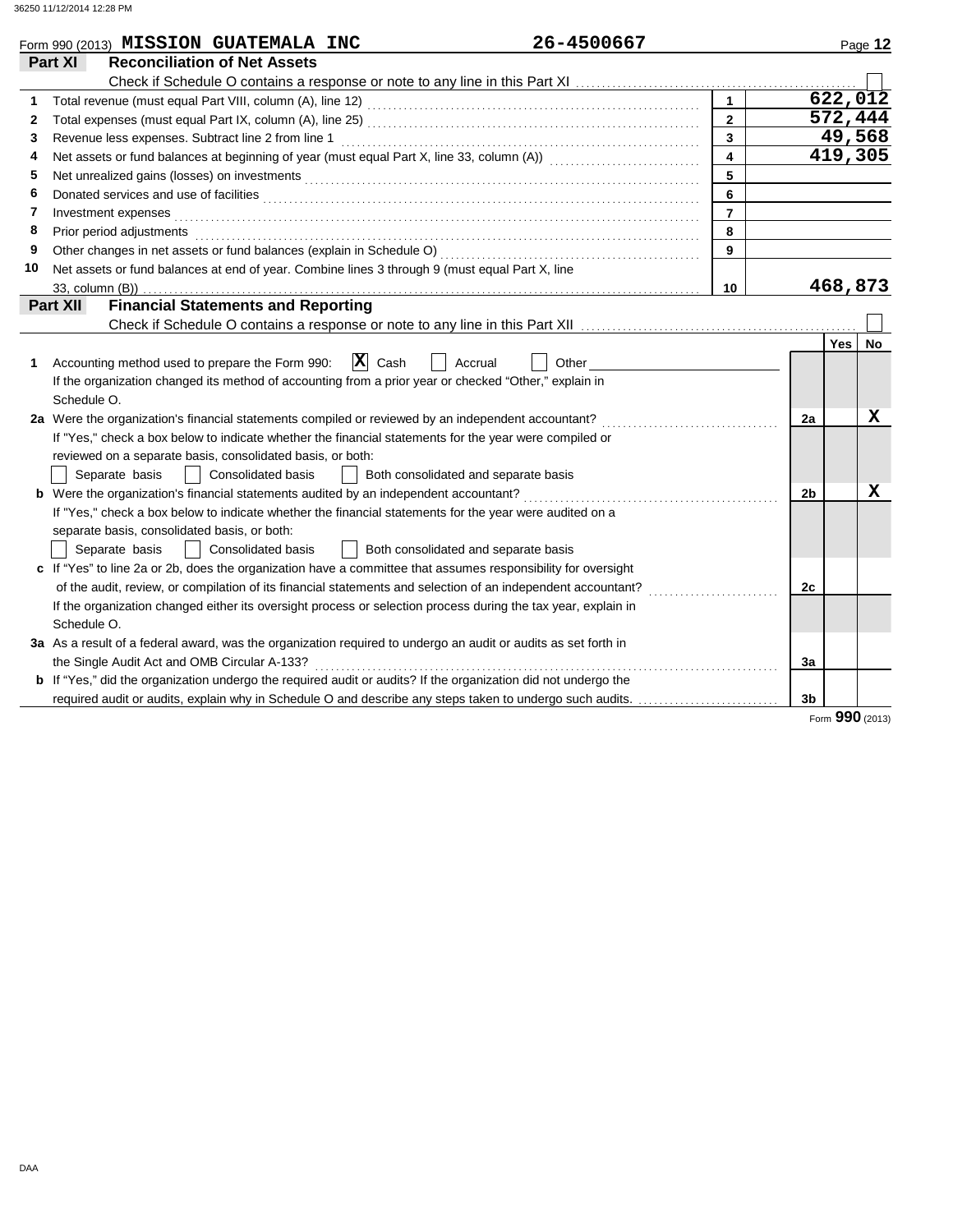Form 990 (2013) **MISSION GUATEMALA INC** 26-4500667 Page **12**

## Part XI Reconciliation of Net Assets

Check if Schedule O contains a response or note to any line in this Part XI ☐

| | | | |
|---|---|---|---|
| 1 | Total revenue (must equal Part VIII, column (A), line 12) | 1 | 622,012 |
| 2 | Total expenses (must equal Part IX, column (A), line 25) | 2 | 572,444 |
| 3 | Revenue less expenses. Subtract line 2 from line 1 | 3 | 49,568 |
| 4 | Net assets or fund balances at beginning of year (must equal Part X, line 33, column (A)) | 4 | 419,305 |
| 5 | Net unrealized gains (losses) on investments | 5 | |
| 6 | Donated services and use of facilities | 6 | |
| 7 | Investment expenses | 7 | |
| 8 | Prior period adjustments | 8 | |
| 9 | Other changes in net assets or fund balances (explain in Schedule O) | 9 | |
| 10 | Net assets or fund balances at end of year. Combine lines 3 through 9 (must equal Part X, line 33, column (B)) | 10 | 468,873 |

## Part XII Financial Statements and Reporting

Check if Schedule O contains a response or note to any line in this Part XII ☐

| | | | Yes | No |
|---|---|---|---|---|
| 1 | Accounting method used to prepare the Form 990: ☒ Cash ☐ Accrual ☐ Other<br>If the organization changed its method of accounting from a prior year or checked "Other," explain in Schedule O. | | | |
| 2a | Were the organization's financial statements compiled or reviewed by an independent accountant?<br>If "Yes," check a box below to indicate whether the financial statements for the year were compiled or reviewed on a separate basis, consolidated basis, or both:<br>☐ Separate basis ☐ Consolidated basis ☐ Both consolidated and separate basis | 2a | | X |
| b | Were the organization's financial statements audited by an independent accountant?<br>If "Yes," check a box below to indicate whether the financial statements for the year were audited on a separate basis, consolidated basis, or both:<br>☐ Separate basis ☐ Consolidated basis ☐ Both consolidated and separate basis | 2b | | X |
| c | If "Yes" to line 2a or 2b, does the organization have a committee that assumes responsibility for oversight of the audit, review, or compilation of its financial statements and selection of an independent accountant?<br>If the organization changed either its oversight process or selection process during the tax year, explain in Schedule O. | 2c | | |
| 3a | As a result of a federal award, was the organization required to undergo an audit or audits as set forth in the Single Audit Act and OMB Circular A-133? | 3a | | |
| b | If "Yes," did the organization undergo the required audit or audits? If the organization did not undergo the required audit or audits, explain why in Schedule O and describe any steps taken to undergo such audits. | 3b | | |

Form **990** (2013)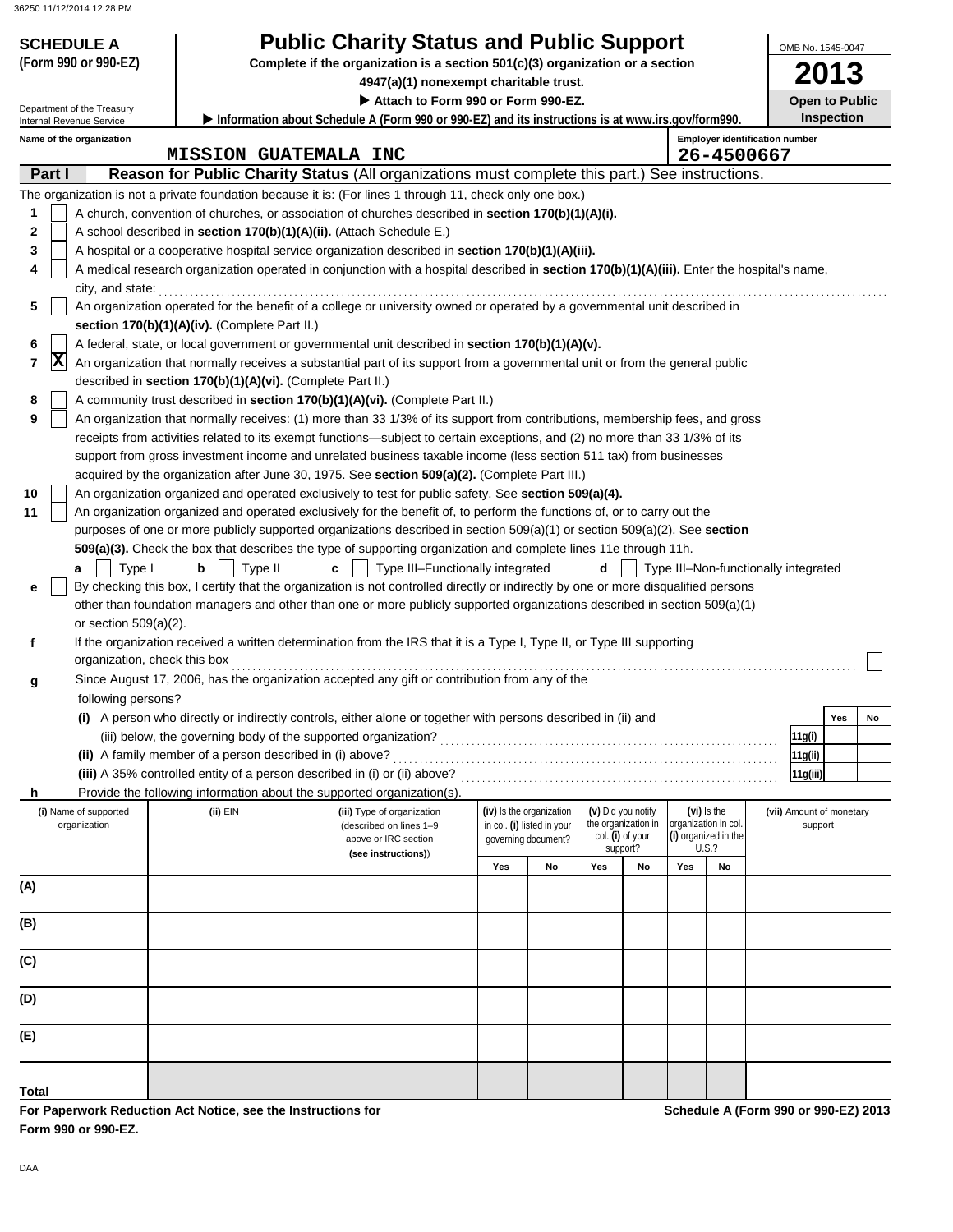**SCHEDULE A (Form 990 or 990-EZ)**

Department of the Treasury
Internal Revenue Service

# Public Charity Status and Public Support

**Complete if the organization is a section 501(c)(3) organization or a section 4947(a)(1) nonexempt charitable trust.**

**▶ Attach to Form 990 or Form 990-EZ.**

**▶ Information about Schedule A (Form 990 or 990-EZ) and its instructions is at www.irs.gov/form990.**

OMB No. 1545-0047

**2013**

**Open to Public Inspection**

Name of the organization: MISSION GUATEMALA INC

Employer identification number: 26-4500667

## Part I Reason for Public Charity Status (All organizations must complete this part.) See instructions.

The organization is not a private foundation because it is: (For lines 1 through 11, check only one box.)

1 [ ] A church, convention of churches, or association of churches described in **section 170(b)(1)(A)(i).**

2 [ ] A school described in **section 170(b)(1)(A)(ii).** (Attach Schedule E.)

3 [ ] A hospital or a cooperative hospital service organization described in **section 170(b)(1)(A)(iii).**

4 [ ] A medical research organization operated in conjunction with a hospital described in **section 170(b)(1)(A)(iii).** Enter the hospital's name, city, and state:

5 [ ] An organization operated for the benefit of a college or university owned or operated by a governmental unit described in **section 170(b)(1)(A)(iv).** (Complete Part II.)

6 [ ] A federal, state, or local government or governmental unit described in **section 170(b)(1)(A)(v).**

7 [X] An organization that normally receives a substantial part of its support from a governmental unit or from the general public described in **section 170(b)(1)(A)(vi).** (Complete Part II.)

8 [ ] A community trust described in **section 170(b)(1)(A)(vi).** (Complete Part II.)

9 [ ] An organization that normally receives: (1) more than 33 1/3% of its support from contributions, membership fees, and gross receipts from activities related to its exempt functions—subject to certain exceptions, and (2) no more than 33 1/3% of its support from gross investment income and unrelated business taxable income (less section 511 tax) from businesses acquired by the organization after June 30, 1975. See **section 509(a)(2).** (Complete Part III.)

10 [ ] An organization organized and operated exclusively to test for public safety. See **section 509(a)(4).**

11 [ ] An organization organized and operated exclusively for the benefit of, to perform the functions of, or to carry out the purposes of one or more publicly supported organizations described in section 509(a)(1) or section 509(a)(2). See **section 509(a)(3).** Check the box that describes the type of supporting organization and complete lines 11e through 11h.

**a** [ ] Type I **b** [ ] Type II **c** [ ] Type III–Functionally integrated **d** [ ] Type III–Non-functionally integrated

**e** [ ] By checking this box, I certify that the organization is not controlled directly or indirectly by one or more disqualified persons other than foundation managers and other than one or more publicly supported organizations described in section 509(a)(1) or section 509(a)(2).

**f** If the organization received a written determination from the IRS that it is a Type I, Type II, or Type III supporting organization, check this box [ ]

**g** Since August 17, 2006, has the organization accepted any gift or contribution from any of the following persons?

| | | Yes | No |
|---|---|---|---|
| **(i)** A person who directly or indirectly controls, either alone or together with persons described in (ii) and (iii) below, the governing body of the supported organization? | 11g(i) | | |
| **(ii)** A family member of a person described in (i) above? | 11g(ii) | | |
| **(iii)** A 35% controlled entity of a person described in (i) or (ii) above? | 11g(iii) | | |

**h** Provide the following information about the supported organization(s).

| (i) Name of supported organization | (ii) EIN | (iii) Type of organization (described on lines 1–9 above or IRC section (see instructions)) | (iv) Is the organization in col. (i) listed in your governing document? Yes | No | (v) Did you notify the organization in col. (i) of your support? Yes | No | (vi) Is the organization in col. (i) organized in the U.S.? Yes | No | (vii) Amount of monetary support |
|---|---|---|---|---|---|---|---|---|---|
| (A) | | | | | | | | | |
| (B) | | | | | | | | | |
| (C) | | | | | | | | | |
| (D) | | | | | | | | | |
| (E) | | | | | | | | | |
| Total | | | | | | | | | |

**For Paperwork Reduction Act Notice, see the Instructions for Form 990 or 990-EZ.**

**Schedule A (Form 990 or 990-EZ) 2013**

DAA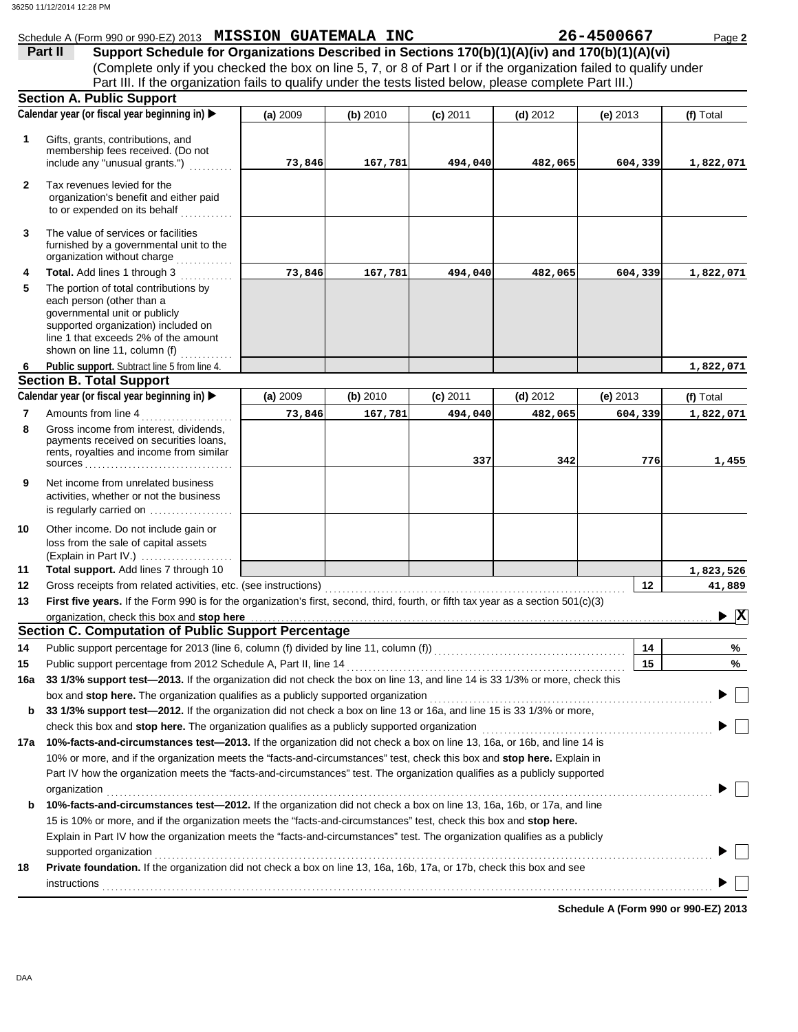Schedule A (Form 990 or 990-EZ) 2013 **MISSION GUATEMALA INC** 26-4500667

**Part II** **Support Schedule for Organizations Described in Sections 170(b)(1)(A)(iv) and 170(b)(1)(A)(vi)**
(Complete only if you checked the box on line 5, 7, or 8 of Part I or if the organization failed to qualify under Part III. If the organization fails to qualify under the tests listed below, please complete Part III.)

## Section A. Public Support

| Calendar year (or fiscal year beginning in) ▶ | (a) 2009 | (b) 2010 | (c) 2011 | (d) 2012 | (e) 2013 | (f) Total |
|---|---|---|---|---|---|---|
| 1 Gifts, grants, contributions, and membership fees received. (Do not include any "unusual grants.") | 73,846 | 167,781 | 494,040 | 482,065 | 604,339 | 1,822,071 |
| 2 Tax revenues levied for the organization's benefit and either paid to or expended on its behalf | | | | | | |
| 3 The value of services or facilities furnished by a governmental unit to the organization without charge | | | | | | |
| 4 **Total.** Add lines 1 through 3 | 73,846 | 167,781 | 494,040 | 482,065 | 604,339 | 1,822,071 |
| 5 The portion of total contributions by each person (other than a governmental unit or publicly supported organization) included on line 1 that exceeds 2% of the amount shown on line 11, column (f) | | | | | | |
| 6 **Public support.** Subtract line 5 from line 4. | | | | | | 1,822,071 |

## Section B. Total Support

| Calendar year (or fiscal year beginning in) ▶ | (a) 2009 | (b) 2010 | (c) 2011 | (d) 2012 | (e) 2013 | (f) Total |
|---|---|---|---|---|---|---|
| 7 Amounts from line 4 | 73,846 | 167,781 | 494,040 | 482,065 | 604,339 | 1,822,071 |
| 8 Gross income from interest, dividends, payments received on securities loans, rents, royalties and income from similar sources | | | 337 | 342 | 776 | 1,455 |
| 9 Net income from unrelated business activities, whether or not the business is regularly carried on | | | | | | |
| 10 Other income. Do not include gain or loss from the sale of capital assets (Explain in Part IV.) | | | | | | |
| 11 **Total support.** Add lines 7 through 10 | | | | | | 1,823,526 |

12 Gross receipts from related activities, etc. (see instructions) — **12** — 41,889

13 **First five years.** If the Form 990 is for the organization's first, second, third, fourth, or fifth tax year as a section 501(c)(3) organization, check this box and **stop here** ▶ [X]

## Section C. Computation of Public Support Percentage

14 Public support percentage for 2013 (line 6, column (f) divided by line 11, column (f)) — **14** — %

15 Public support percentage from 2012 Schedule A, Part II, line 14 — **15** — %

16a **33 1/3% support test—2013.** If the organization did not check the box on line 13, and line 14 is 33 1/3% or more, check this box and **stop here.** The organization qualifies as a publicly supported organization ▶ [ ]

b **33 1/3% support test—2012.** If the organization did not check a box on line 13 or 16a, and line 15 is 33 1/3% or more, check this box and **stop here.** The organization qualifies as a publicly supported organization ▶ [ ]

17a **10%-facts-and-circumstances test—2013.** If the organization did not check a box on line 13, 16a, or 16b, and line 14 is 10% or more, and if the organization meets the "facts-and-circumstances" test, check this box and **stop here.** Explain in Part IV how the organization meets the "facts-and-circumstances" test. The organization qualifies as a publicly supported organization ▶ [ ]

b **10%-facts-and-circumstances test—2012.** If the organization did not check a box on line 13, 16a, 16b, or 17a, and line 15 is 10% or more, and if the organization meets the "facts-and-circumstances" test, check this box and **stop here.** Explain in Part IV how the organization meets the "facts-and-circumstances" test. The organization qualifies as a publicly supported organization ▶ [ ]

18 **Private foundation.** If the organization did not check a box on line 13, 16a, 16b, 17a, or 17b, check this box and see instructions ▶ [ ]

**Schedule A (Form 990 or 990-EZ) 2013**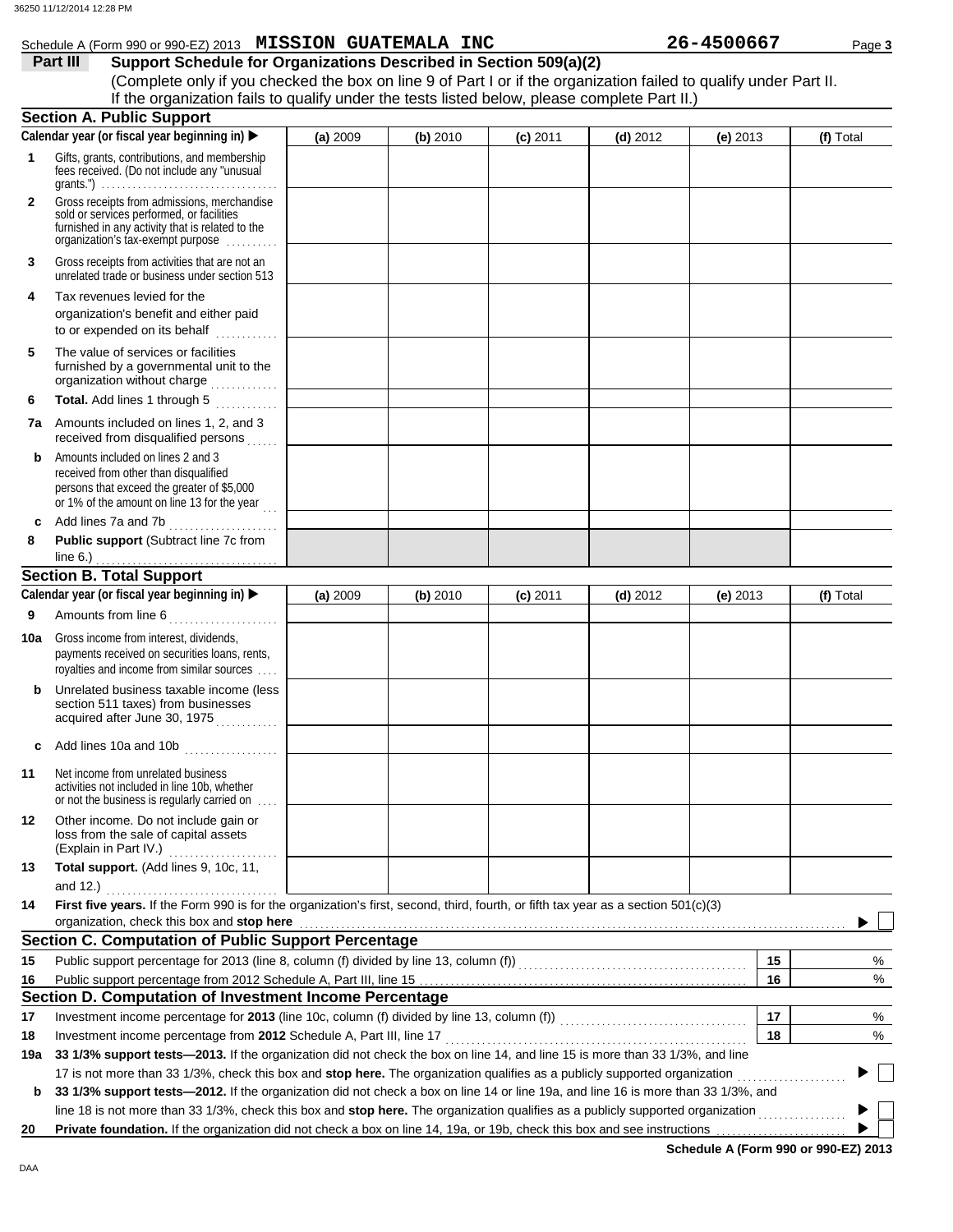Schedule A (Form 990 or 990-EZ) 2013 **MISSION GUATEMALA INC** 26-4500667

## Part III Support Schedule for Organizations Described in Section 509(a)(2)

(Complete only if you checked the box on line 9 of Part I or if the organization failed to qualify under Part II. If the organization fails to qualify under the tests listed below, please complete Part II.)

### Section A. Public Support

| Calendar year (or fiscal year beginning in) ▶ | (a) 2009 | (b) 2010 | (c) 2011 | (d) 2012 | (e) 2013 | (f) Total |
|---|---|---|---|---|---|---|
| **1** Gifts, grants, contributions, and membership fees received. (Do not include any "unusual grants.") | | | | | | |
| **2** Gross receipts from admissions, merchandise sold or services performed, or facilities furnished in any activity that is related to the organization's tax-exempt purpose | | | | | | |
| **3** Gross receipts from activities that are not an unrelated trade or business under section 513 | | | | | | |
| **4** Tax revenues levied for the organization's benefit and either paid to or expended on its behalf | | | | | | |
| **5** The value of services or facilities furnished by a governmental unit to the organization without charge | | | | | | |
| **6** **Total.** Add lines 1 through 5 | | | | | | |
| **7a** Amounts included on lines 1, 2, and 3 received from disqualified persons | | | | | | |
| **b** Amounts included on lines 2 and 3 received from other than disqualified persons that exceed the greater of $5,000 or 1% of the amount on line 13 for the year | | | | | | |
| **c** Add lines 7a and 7b | | | | | | |
| **8** **Public support** (Subtract line 7c from line 6.) | | | | | | |

### Section B. Total Support

| Calendar year (or fiscal year beginning in) ▶ | (a) 2009 | (b) 2010 | (c) 2011 | (d) 2012 | (e) 2013 | (f) Total |
|---|---|---|---|---|---|---|
| **9** Amounts from line 6 | | | | | | |
| **10a** Gross income from interest, dividends, payments received on securities loans, rents, royalties and income from similar sources | | | | | | |
| **b** Unrelated business taxable income (less section 511 taxes) from businesses acquired after June 30, 1975 | | | | | | |
| **c** Add lines 10a and 10b | | | | | | |
| **11** Net income from unrelated business activities not included in line 10b, whether or not the business is regularly carried on | | | | | | |
| **12** Other income. Do not include gain or loss from the sale of capital assets (Explain in Part IV.) | | | | | | |
| **13** **Total support.** (Add lines 9, 10c, 11, and 12.) | | | | | | |

**14** **First five years.** If the Form 990 is for the organization's first, second, third, fourth, or fifth tax year as a section 501(c)(3) organization, check this box and **stop here** ▶ ☐

### Section C. Computation of Public Support Percentage

| | | | |
|---|---|---|---|
| **15** | Public support percentage for 2013 (line 8, column (f) divided by line 13, column (f)) | 15 | % |
| **16** | Public support percentage from 2012 Schedule A, Part III, line 15 | 16 | % |

### Section D. Computation of Investment Income Percentage

| | | | |
|---|---|---|---|
| **17** | Investment income percentage for **2013** (line 10c, column (f) divided by line 13, column (f)) | 17 | % |
| **18** | Investment income percentage from **2012** Schedule A, Part III, line 17 | 18 | % |

**19a** **33 1/3% support tests—2013.** If the organization did not check the box on line 14, and line 15 is more than 33 1/3%, and line 17 is not more than 33 1/3%, check this box and **stop here.** The organization qualifies as a publicly supported organization ▶ ☐

**b** **33 1/3% support tests—2012.** If the organization did not check a box on line 14 or line 19a, and line 16 is more than 33 1/3%, and line 18 is not more than 33 1/3%, check this box and **stop here.** The organization qualifies as a publicly supported organization ▶ ☐

**20** **Private foundation.** If the organization did not check a box on line 14, 19a, or 19b, check this box and see instructions ▶ ☐

**Schedule A (Form 990 or 990-EZ) 2013**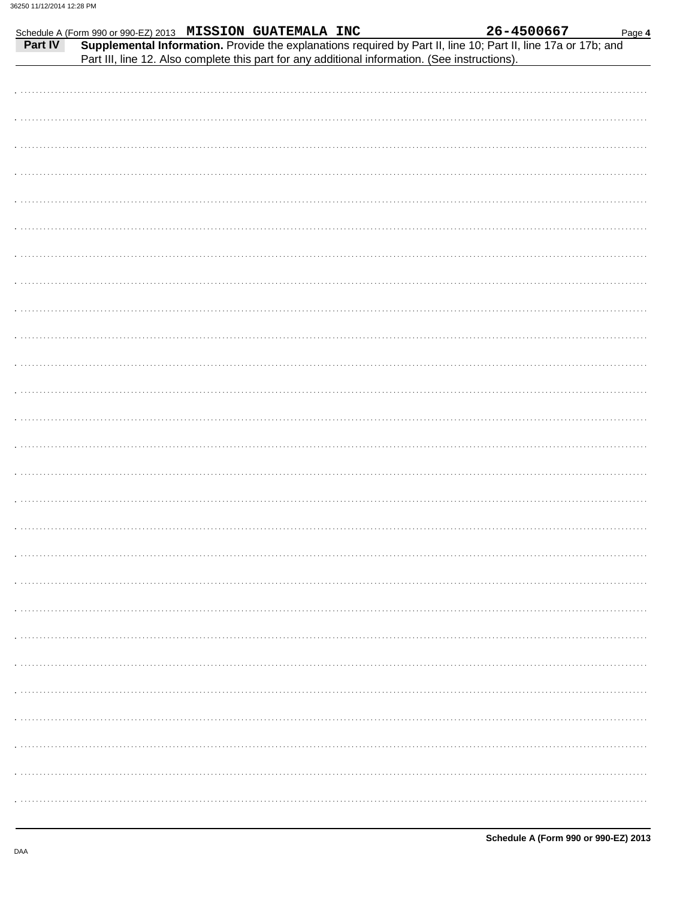Schedule A (Form 990 or 990-EZ) 2013 **MISSION GUATEMALA INC** **26-4500667** Page **4**

**Part IV** **Supplemental Information.** Provide the explanations required by Part II, line 10; Part II, line 17a or 17b; and Part III, line 12. Also complete this part for any additional information. (See instructions).

**Schedule A (Form 990 or 990-EZ) 2013**

DAA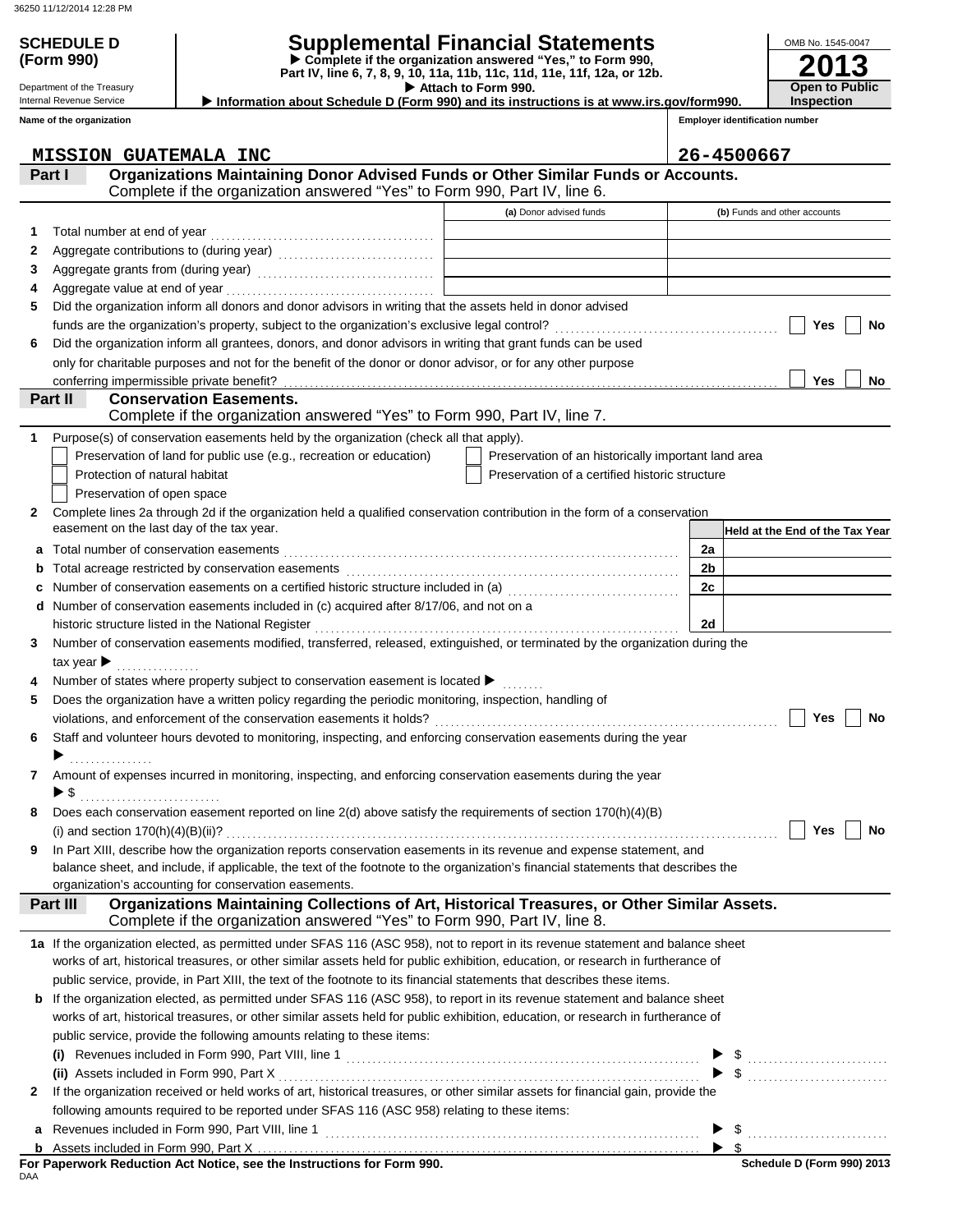**SCHEDULE D (Form 990)**

Department of the Treasury
Internal Revenue Service

# Supplemental Financial Statements

▶ Complete if the organization answered "Yes," to Form 990, Part IV, line 6, 7, 8, 9, 10, 11a, 11b, 11c, 11d, 11e, 11f, 12a, or 12b.
▶ Attach to Form 990.
▶ Information about Schedule D (Form 990) and its instructions is at www.irs.gov/form990.

OMB No. 1545-0047
**2013**
**Open to Public Inspection**

Name of the organization: MISSION GUATEMALA INC
Employer identification number: 26-4500667

## Part I — Organizations Maintaining Donor Advised Funds or Other Similar Funds or Accounts.
Complete if the organization answered "Yes" to Form 990, Part IV, line 6.

| | | (a) Donor advised funds | (b) Funds and other accounts |
|---|---|---|---|
| 1 | Total number at end of year | | |
| 2 | Aggregate contributions to (during year) | | |
| 3 | Aggregate grants from (during year) | | |
| 4 | Aggregate value at end of year | | |

5 Did the organization inform all donors and donor advisors in writing that the assets held in donor advised funds are the organization's property, subject to the organization's exclusive legal control? ☐ Yes ☐ No

6 Did the organization inform all grantees, donors, and donor advisors in writing that grant funds can be used only for charitable purposes and not for the benefit of the donor or donor advisor, or for any other purpose conferring impermissible private benefit? ☐ Yes ☐ No

## Part II — Conservation Easements.
Complete if the organization answered "Yes" to Form 990, Part IV, line 7.

1 Purpose(s) of conservation easements held by the organization (check all that apply).
- ☐ Preservation of land for public use (e.g., recreation or education)
- ☐ Protection of natural habitat
- ☐ Preservation of open space
- ☐ Preservation of an historically important land area
- ☐ Preservation of a certified historic structure

2 Complete lines 2a through 2d if the organization held a qualified conservation contribution in the form of a conservation easement on the last day of the tax year.

| | | | Held at the End of the Tax Year |
|---|---|---|---|
| a | Total number of conservation easements | 2a | |
| b | Total acreage restricted by conservation easements | 2b | |
| c | Number of conservation easements on a certified historic structure included in (a) | 2c | |
| d | Number of conservation easements included in (c) acquired after 8/17/06, and not on a historic structure listed in the National Register | 2d | |

3 Number of conservation easements modified, transferred, released, extinguished, or terminated by the organization during the tax year ▶

4 Number of states where property subject to conservation easement is located ▶

5 Does the organization have a written policy regarding the periodic monitoring, inspection, handling of violations, and enforcement of the conservation easements it holds? ☐ Yes ☐ No

6 Staff and volunteer hours devoted to monitoring, inspecting, and enforcing conservation easements during the year ▶

7 Amount of expenses incurred in monitoring, inspecting, and enforcing conservation easements during the year ▶ $

8 Does each conservation easement reported on line 2(d) above satisfy the requirements of section 170(h)(4)(B)(i) and section 170(h)(4)(B)(ii)? ☐ Yes ☐ No

9 In Part XIII, describe how the organization reports conservation easements in its revenue and expense statement, and balance sheet, and include, if applicable, the text of the footnote to the organization's financial statements that describes the organization's accounting for conservation easements.

## Part III — Organizations Maintaining Collections of Art, Historical Treasures, or Other Similar Assets.
Complete if the organization answered "Yes" to Form 990, Part IV, line 8.

1a If the organization elected, as permitted under SFAS 116 (ASC 958), not to report in its revenue statement and balance sheet works of art, historical treasures, or other similar assets held for public exhibition, education, or research in furtherance of public service, provide, in Part XIII, the text of the footnote to its financial statements that describes these items.

b If the organization elected, as permitted under SFAS 116 (ASC 958), to report in its revenue statement and balance sheet works of art, historical treasures, or other similar assets held for public exhibition, education, or research in furtherance of public service, provide the following amounts relating to these items:
- (i) Revenues included in Form 990, Part VIII, line 1 ▶ $
- (ii) Assets included in Form 990, Part X ▶ $

2 If the organization received or held works of art, historical treasures, or other similar assets for financial gain, provide the following amounts required to be reported under SFAS 116 (ASC 958) relating to these items:
- a Revenues included in Form 990, Part VIII, line 1 ▶ $
- b Assets included in Form 990, Part X ▶ $

For Paperwork Reduction Act Notice, see the Instructions for Form 990. Schedule D (Form 990) 2013

DAA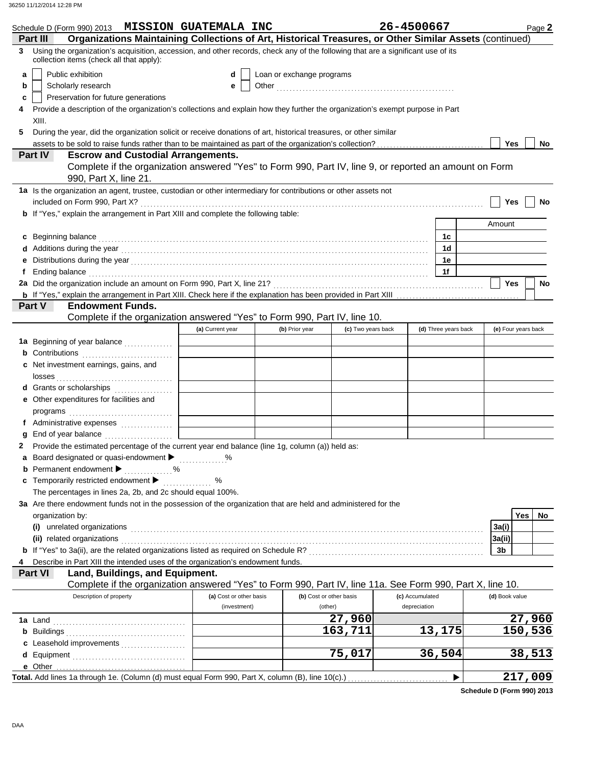Schedule D (Form 990) 2013 MISSION GUATEMALA INC 26-4500667 Page 2

**Part III** Organizations Maintaining Collections of Art, Historical Treasures, or Other Similar Assets (continued)

3 Using the organization's acquisition, accession, and other records, check any of the following that are a significant use of its collection items (check all that apply):

a ☐ Public exhibition
b ☐ Scholarly research
c ☐ Preservation for future generations
d ☐ Loan or exchange programs
e ☐ Other

4 Provide a description of the organization's collections and explain how they further the organization's exempt purpose in Part XIII.

5 During the year, did the organization solicit or receive donations of art, historical treasures, or other similar assets to be sold to raise funds rather than to be maintained as part of the organization's collection? ☐ Yes ☐ No

**Part IV** Escrow and Custodial Arrangements.

Complete if the organization answered "Yes" to Form 990, Part IV, line 9, or reported an amount on Form 990, Part X, line 21.

1a Is the organization an agent, trustee, custodian or other intermediary for contributions or other assets not included on Form 990, Part X? ☐ Yes ☐ No

b If "Yes," explain the arrangement in Part XIII and complete the following table:

| | | Amount |
|---|---|---|
| c Beginning balance | 1c | |
| d Additions during the year | 1d | |
| e Distributions during the year | 1e | |
| f Ending balance | 1f | |

2a Did the organization include an amount on Form 990, Part X, line 21? ☐ Yes ☐ No

b If "Yes," explain the arrangement in Part XIII. Check here if the explanation has been provided in Part XIII ☐

**Part V** Endowment Funds.

Complete if the organization answered "Yes" to Form 990, Part IV, line 10.

| | (a) Current year | (b) Prior year | (c) Two years back | (d) Three years back | (e) Four years back |
|---|---|---|---|---|---|
| 1a Beginning of year balance | | | | | |
| b Contributions | | | | | |
| c Net investment earnings, gains, and losses | | | | | |
| d Grants or scholarships | | | | | |
| e Other expenditures for facilities and programs | | | | | |
| f Administrative expenses | | | | | |
| g End of year balance | | | | | |

2 Provide the estimated percentage of the current year end balance (line 1g, column (a)) held as:

a Board designated or quasi-endowment ▶ %
b Permanent endowment ▶ %
c Temporarily restricted endowment ▶ %

The percentages in lines 2a, 2b, and 2c should equal 100%.

3a Are there endowment funds not in the possession of the organization that are held and administered for the organization by:

| | | Yes | No |
|---|---|---|---|
| (i) unrelated organizations | 3a(i) | | |
| (ii) related organizations | 3a(ii) | | |
| b If "Yes" to 3a(ii), are the related organizations listed as required on Schedule R? | 3b | | |

4 Describe in Part XIII the intended uses of the organization's endowment funds.

**Part VI** Land, Buildings, and Equipment.

Complete if the organization answered "Yes" to Form 990, Part IV, line 11a. See Form 990, Part X, line 10.

| Description of property | (a) Cost or other basis (investment) | (b) Cost or other basis (other) | (c) Accumulated depreciation | (d) Book value |
|---|---|---|---|---|
| 1a Land | | 27,960 | | 27,960 |
| b Buildings | | 163,711 | 13,175 | 150,536 |
| c Leasehold improvements | | | | |
| d Equipment | | 75,017 | 36,504 | 38,513 |
| e Other | | | | |
| Total. Add lines 1a through 1e. (Column (d) must equal Form 990, Part X, column (B), line 10(c).) ▶ | | | | 217,009 |

Schedule D (Form 990) 2013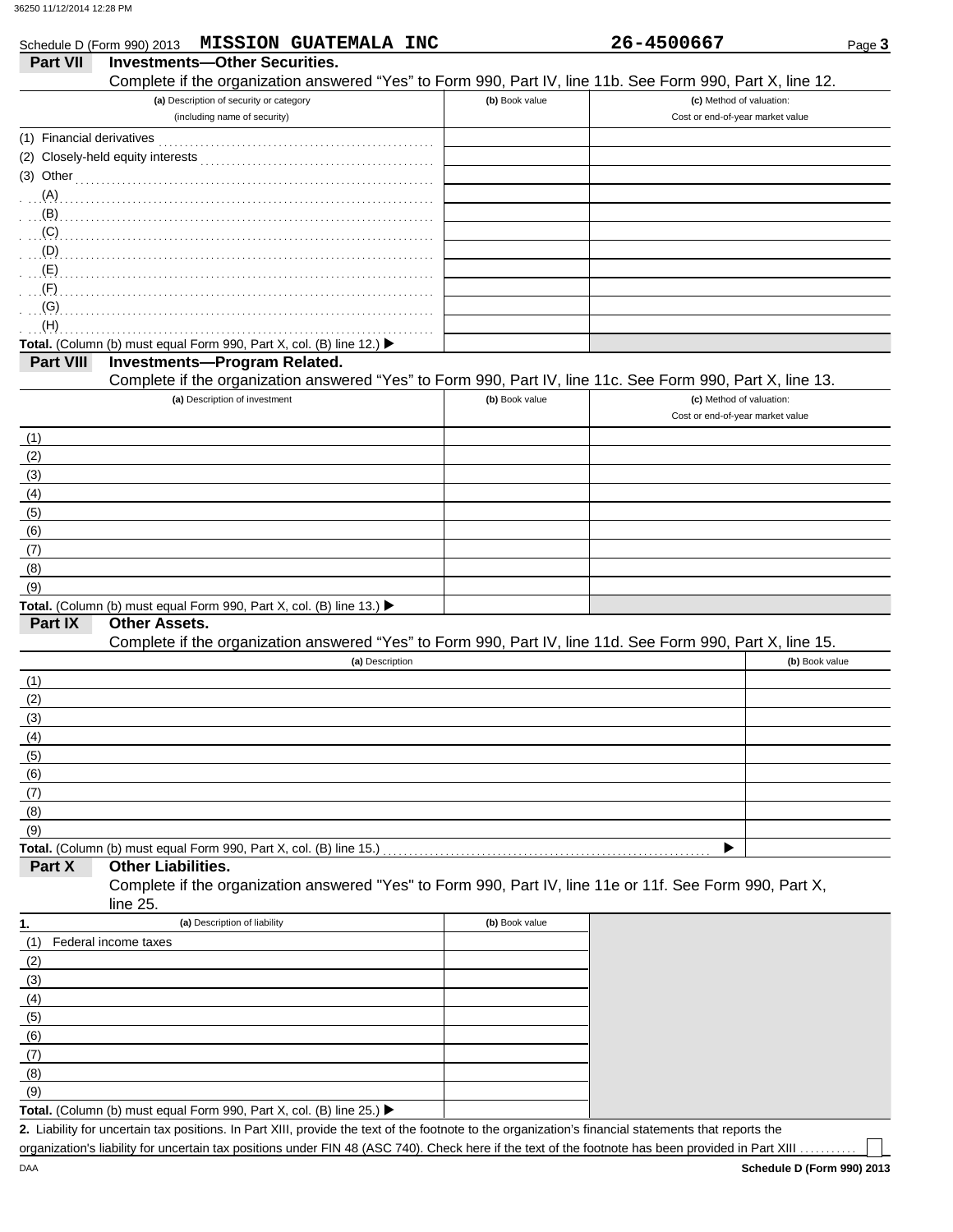Schedule D (Form 990) 2013 MISSION GUATEMALA INC 26-4500667

## Part VII Investments—Other Securities.

Complete if the organization answered "Yes" to Form 990, Part IV, line 11b. See Form 990, Part X, line 12.

| (a) Description of security or category (including name of security) | (b) Book value | (c) Method of valuation: Cost or end-of-year market value |
|---|---|---|
| (1) Financial derivatives | | |
| (2) Closely-held equity interests | | |
| (3) Other | | |
| (A) | | |
| (B) | | |
| (C) | | |
| (D) | | |
| (E) | | |
| (F) | | |
| (G) | | |
| (H) | | |
| **Total.** (Column (b) must equal Form 990, Part X, col. (B) line 12.) ▶ | | |

## Part VIII Investments—Program Related.

Complete if the organization answered "Yes" to Form 990, Part IV, line 11c. See Form 990, Part X, line 13.

| (a) Description of investment | (b) Book value | (c) Method of valuation: Cost or end-of-year market value |
|---|---|---|
| (1) | | |
| (2) | | |
| (3) | | |
| (4) | | |
| (5) | | |
| (6) | | |
| (7) | | |
| (8) | | |
| (9) | | |
| **Total.** (Column (b) must equal Form 990, Part X, col. (B) line 13.) ▶ | | |

## Part IX Other Assets.

Complete if the organization answered "Yes" to Form 990, Part IV, line 11d. See Form 990, Part X, line 15.

| (a) Description | (b) Book value |
|---|---|
| (1) | |
| (2) | |
| (3) | |
| (4) | |
| (5) | |
| (6) | |
| (7) | |
| (8) | |
| (9) | |
| **Total.** (Column (b) must equal Form 990, Part X, col. (B) line 15.) ▶ | |

## Part X Other Liabilities.

Complete if the organization answered "Yes" to Form 990, Part IV, line 11e or 11f. See Form 990, Part X, line 25.

| 1. (a) Description of liability | (b) Book value |
|---|---|
| (1) Federal income taxes | |
| (2) | |
| (3) | |
| (4) | |
| (5) | |
| (6) | |
| (7) | |
| (8) | |
| (9) | |
| **Total.** (Column (b) must equal Form 990, Part X, col. (B) line 25.) ▶ | |

**2.** Liability for uncertain tax positions. In Part XIII, provide the text of the footnote to the organization's financial statements that reports the organization's liability for uncertain tax positions under FIN 48 (ASC 740). Check here if the text of the footnote has been provided in Part XIII ☐

Schedule D (Form 990) 2013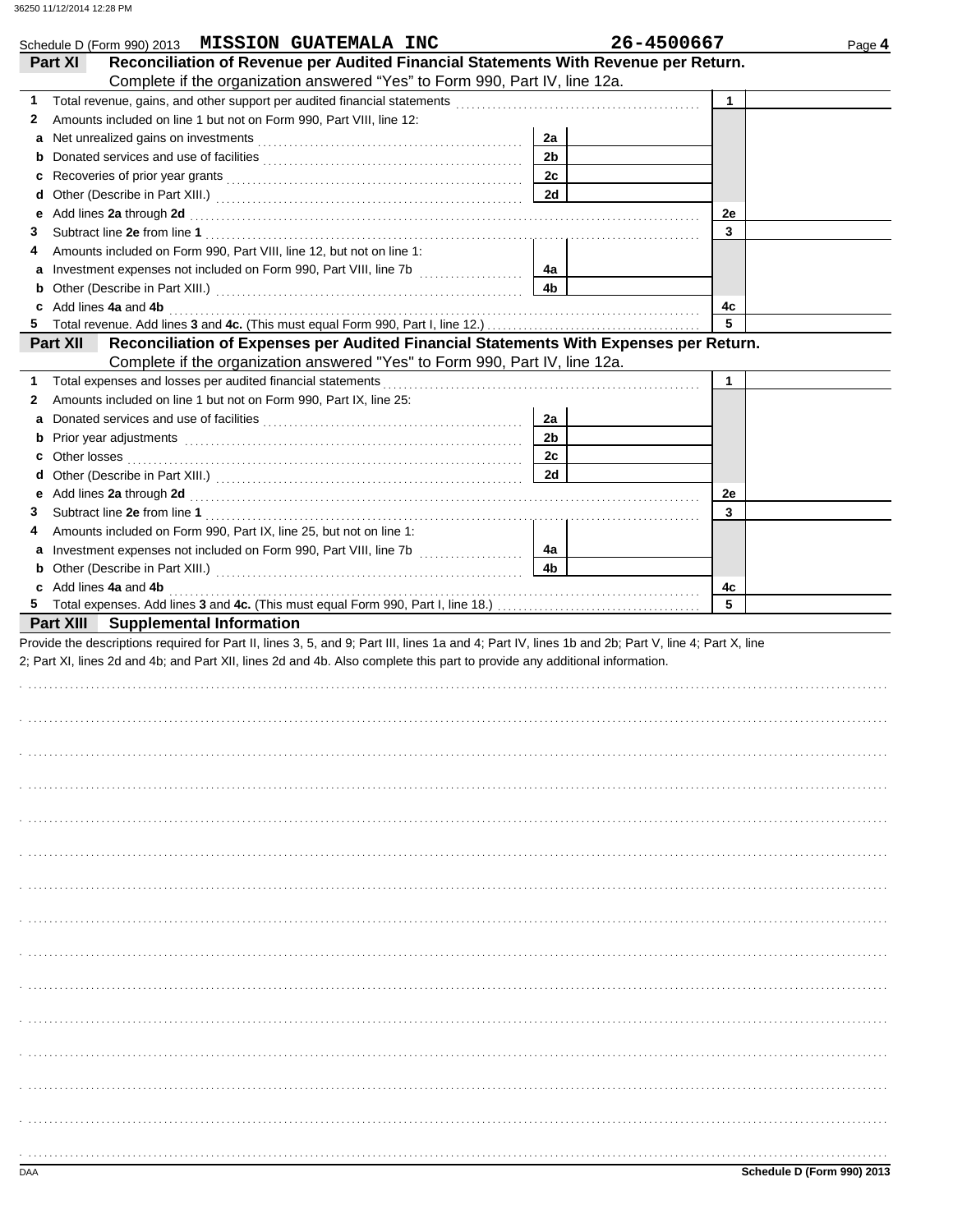Schedule D (Form 990) 2013 **MISSION GUATEMALA INC** **26-4500667** Page **4**

## Part XI Reconciliation of Revenue per Audited Financial Statements With Revenue per Return.

Complete if the organization answered "Yes" to Form 990, Part IV, line 12a.

| | | | | | |
|---|---|---|---|---|---|
| 1 | Total revenue, gains, and other support per audited financial statements | | | 1 | |
| 2 | Amounts included on line 1 but not on Form 990, Part VIII, line 12: | | | | |
| a | Net unrealized gains on investments | 2a | | | |
| b | Donated services and use of facilities | 2b | | | |
| c | Recoveries of prior year grants | 2c | | | |
| d | Other (Describe in Part XIII.) | 2d | | | |
| e | Add lines **2a** through **2d** | | | 2e | |
| 3 | Subtract line **2e** from line **1** | | | 3 | |
| 4 | Amounts included on Form 990, Part VIII, line 12, but not on line 1: | | | | |
| a | Investment expenses not included on Form 990, Part VIII, line 7b | 4a | | | |
| b | Other (Describe in Part XIII.) | 4b | | | |
| c | Add lines **4a** and **4b** | | | 4c | |
| 5 | Total revenue. Add lines **3** and **4c.** (This must equal Form 990, Part I, line 12.) | | | 5 | |

## Part XII Reconciliation of Expenses per Audited Financial Statements With Expenses per Return.

Complete if the organization answered "Yes" to Form 990, Part IV, line 12a.

| | | | | | |
|---|---|---|---|---|---|
| 1 | Total expenses and losses per audited financial statements | | | 1 | |
| 2 | Amounts included on line 1 but not on Form 990, Part IX, line 25: | | | | |
| a | Donated services and use of facilities | 2a | | | |
| b | Prior year adjustments | 2b | | | |
| c | Other losses | 2c | | | |
| d | Other (Describe in Part XIII.) | 2d | | | |
| e | Add lines **2a** through **2d** | | | 2e | |
| 3 | Subtract line **2e** from line **1** | | | 3 | |
| 4 | Amounts included on Form 990, Part IX, line 25, but not on line 1: | | | | |
| a | Investment expenses not included on Form 990, Part VIII, line 7b | 4a | | | |
| b | Other (Describe in Part XIII.) | 4b | | | |
| c | Add lines **4a** and **4b** | | | 4c | |
| 5 | Total expenses. Add lines **3** and **4c.** (This must equal Form 990, Part I, line 18.) | | | 5 | |

## Part XIII Supplemental Information

Provide the descriptions required for Part II, lines 3, 5, and 9; Part III, lines 1a and 4; Part IV, lines 1b and 2b; Part V, line 4; Part X, line 2; Part XI, lines 2d and 4b; and Part XII, lines 2d and 4b. Also complete this part to provide any additional information.

DAA **Schedule D (Form 990) 2013**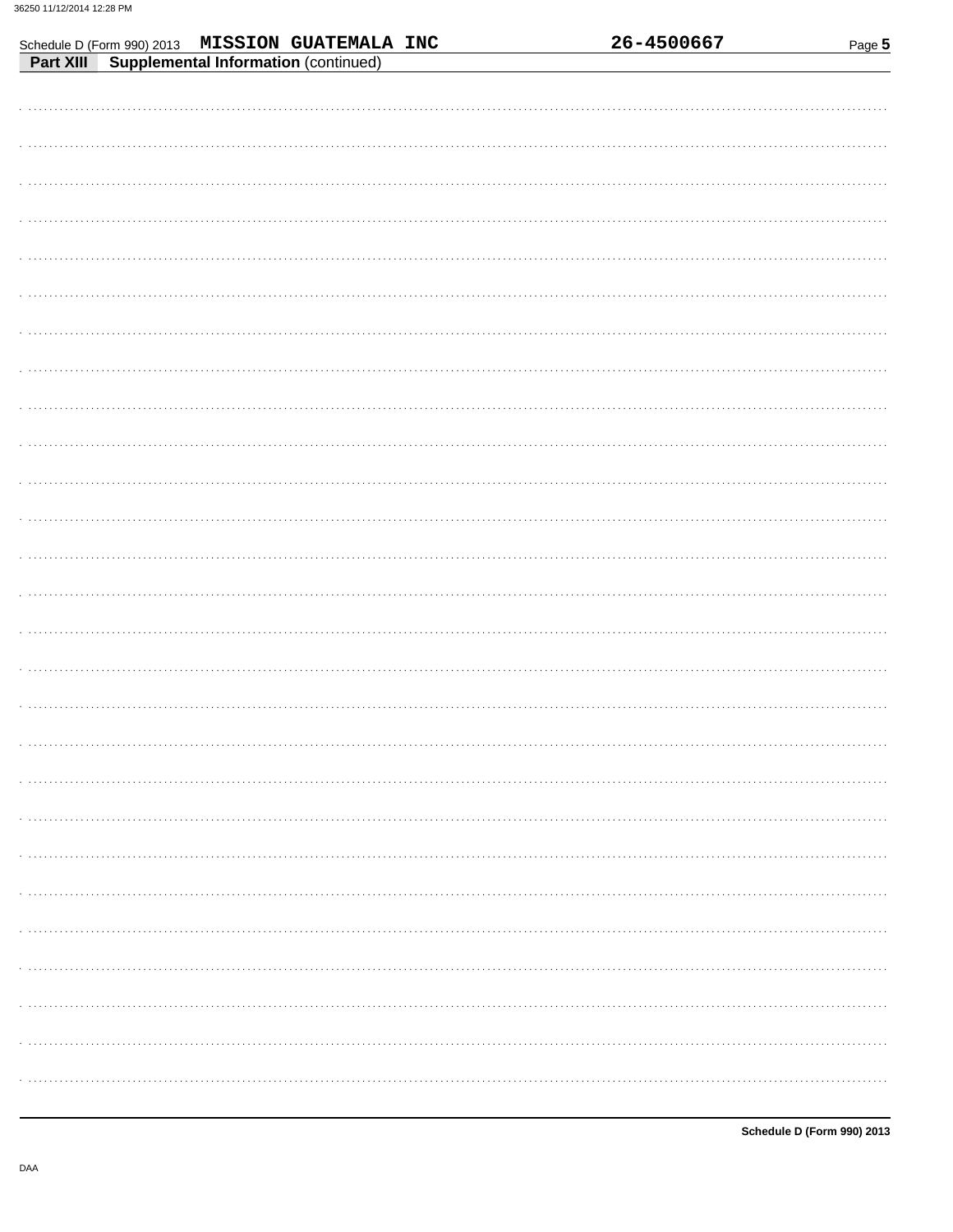Schedule D (Form 990) 2013 **MISSION GUATEMALA INC** **26-4500667**

**Part XIII** **Supplemental Information** (continued)

**Schedule D (Form 990) 2013**

DAA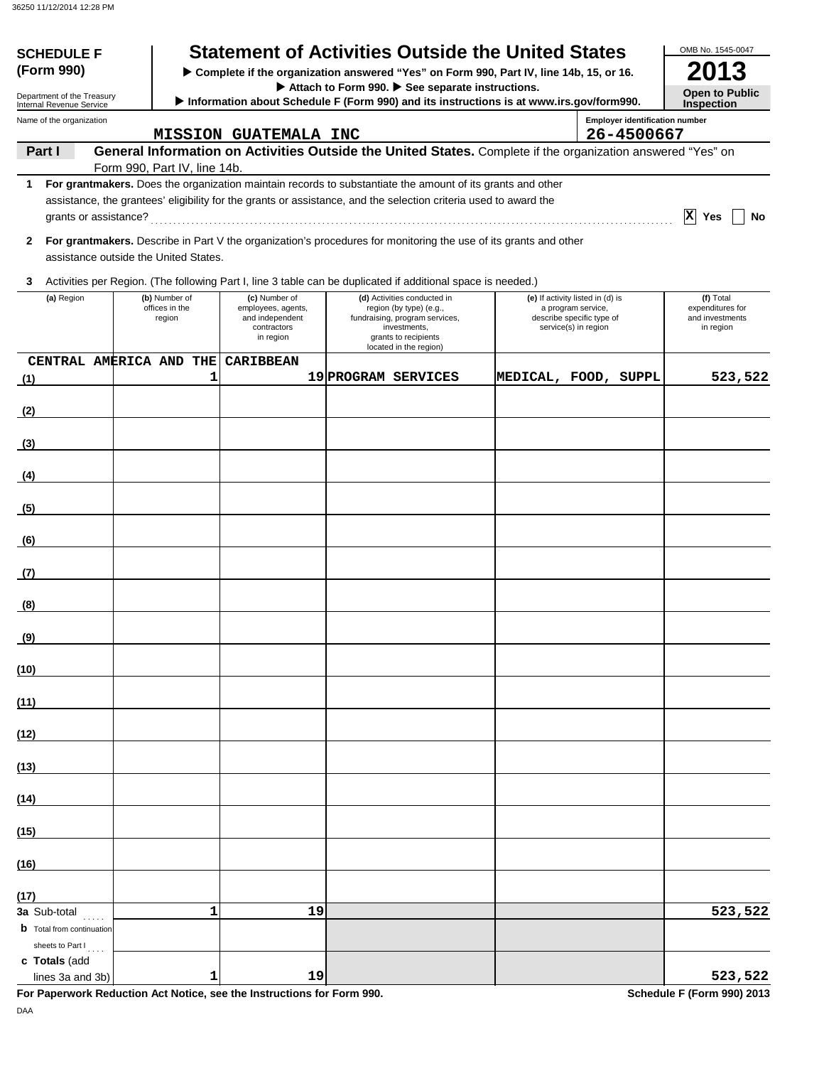**SCHEDULE F (Form 990)**

Department of the Treasury
Internal Revenue Service

# Statement of Activities Outside the United States

▶ Complete if the organization answered "Yes" on Form 990, Part IV, line 14b, 15, or 16.
▶ Attach to Form 990. ▶ See separate instructions.
▶ Information about Schedule F (Form 990) and its instructions is at www.irs.gov/form990.

OMB No. 1545-0047

**2013**

**Open to Public Inspection**

Name of the organization: MISSION GUATEMALA INC

Employer identification number: 26-4500667

**Part I** **General Information on Activities Outside the United States.** Complete if the organization answered "Yes" on Form 990, Part IV, line 14b.

**1** **For grantmakers.** Does the organization maintain records to substantiate the amount of its grants and other assistance, the grantees' eligibility for the grants or assistance, and the selection criteria used to award the grants or assistance? ..... [X] Yes [ ] No

**2** **For grantmakers.** Describe in Part V the organization's procedures for monitoring the use of its grants and other assistance outside the United States.

**3** Activities per Region. (The following Part I, line 3 table can be duplicated if additional space is needed.)

| | (a) Region | (b) Number of offices in the region | (c) Number of employees, agents, and independent contractors in region | (d) Activities conducted in region (by type) (e.g., fundraising, program services, investments, grants to recipients located in the region) | (e) If activity listed in (d) is a program service, describe specific type of service(s) in region | (f) Total expenditures for and investments in region |
|---|---|---|---|---|---|---|
| (1) | CENTRAL AMERICA AND THE CARIBBEAN | 1 | 19 | PROGRAM SERVICES | MEDICAL, FOOD, SUPPL | 523,522 |
| (2) | | | | | | |
| (3) | | | | | | |
| (4) | | | | | | |
| (5) | | | | | | |
| (6) | | | | | | |
| (7) | | | | | | |
| (8) | | | | | | |
| (9) | | | | | | |
| (10) | | | | | | |
| (11) | | | | | | |
| (12) | | | | | | |
| (13) | | | | | | |
| (14) | | | | | | |
| (15) | | | | | | |
| (16) | | | | | | |
| (17) | | | | | | |
| **3a** | Sub-total | 1 | 19 | | | 523,522 |
| **b** | Total from continuation sheets to Part I | | | | | |
| **c** | **Totals** (add lines 3a and 3b) | 1 | 19 | | | 523,522 |

**For Paperwork Reduction Act Notice, see the Instructions for Form 990.** **Schedule F (Form 990) 2013**

DAA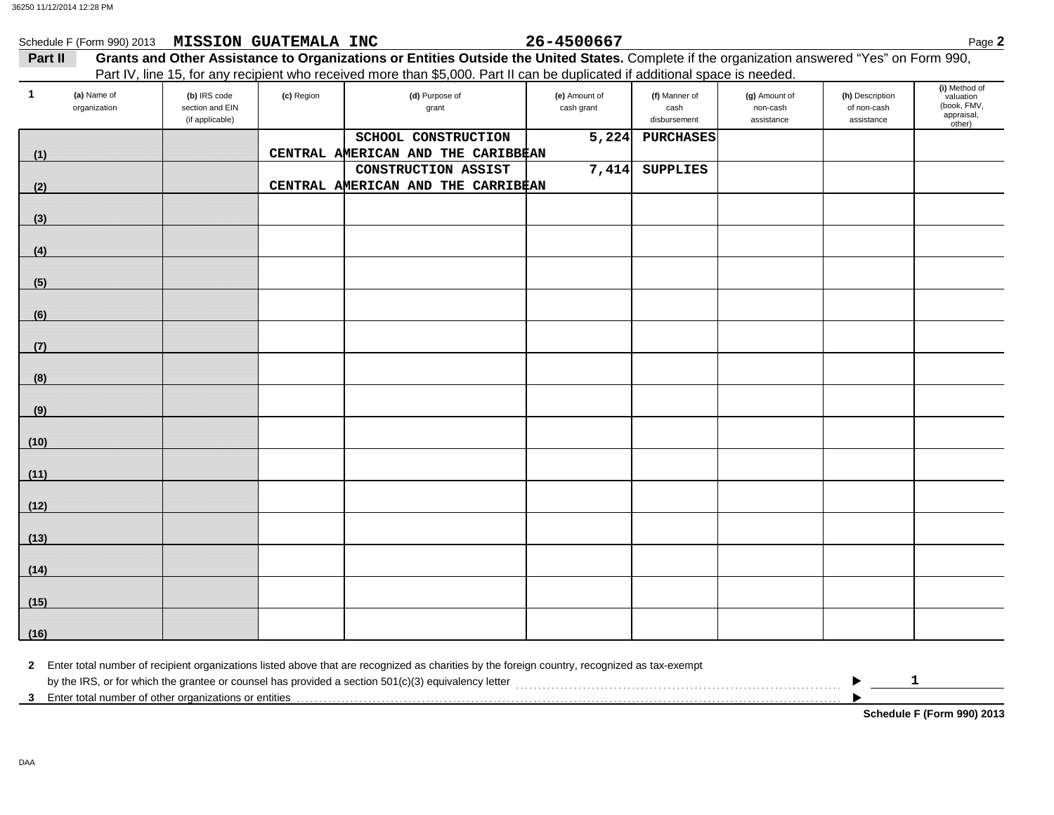Schedule F (Form 990) 2013 **MISSION GUATEMALA INC** **26-4500667** Page **2**

**Part II** **Grants and Other Assistance to Organizations or Entities Outside the United States.** Complete if the organization answered "Yes" on Form 990, Part IV, line 15, for any recipient who received more than $5,000. Part II can be duplicated if additional space is needed.

| 1 (a) Name of organization | (b) IRS code section and EIN (if applicable) | (c) Region | (d) Purpose of grant | (e) Amount of cash grant | (f) Manner of cash disbursement | (g) Amount of non-cash assistance | (h) Description of non-cash assistance | (i) Method of valuation (book, FMV, appraisal, other) |
|---|---|---|---|---|---|---|---|---|
| (1) | | CENTRAL AMERICAN AND THE CARIBBEAN | SCHOOL CONSTRUCTION | 5,224 | PURCHASES | | | |
| (2) | | CENTRAL AMERICAN AND THE CARRIBEAN | CONSTRUCTION ASSIST | 7,414 | SUPPLIES | | | |
| (3) | | | | | | | | |
| (4) | | | | | | | | |
| (5) | | | | | | | | |
| (6) | | | | | | | | |
| (7) | | | | | | | | |
| (8) | | | | | | | | |
| (9) | | | | | | | | |
| (10) | | | | | | | | |
| (11) | | | | | | | | |
| (12) | | | | | | | | |
| (13) | | | | | | | | |
| (14) | | | | | | | | |
| (15) | | | | | | | | |
| (16) | | | | | | | | |

**2** Enter total number of recipient organizations listed above that are recognized as charities by the foreign country, recognized as tax-exempt by the IRS, or for which the grantee or counsel has provided a section 501(c)(3) equivalency letter ▶ **1**

**3** Enter total number of other organizations or entities ▶

**Schedule F (Form 990) 2013**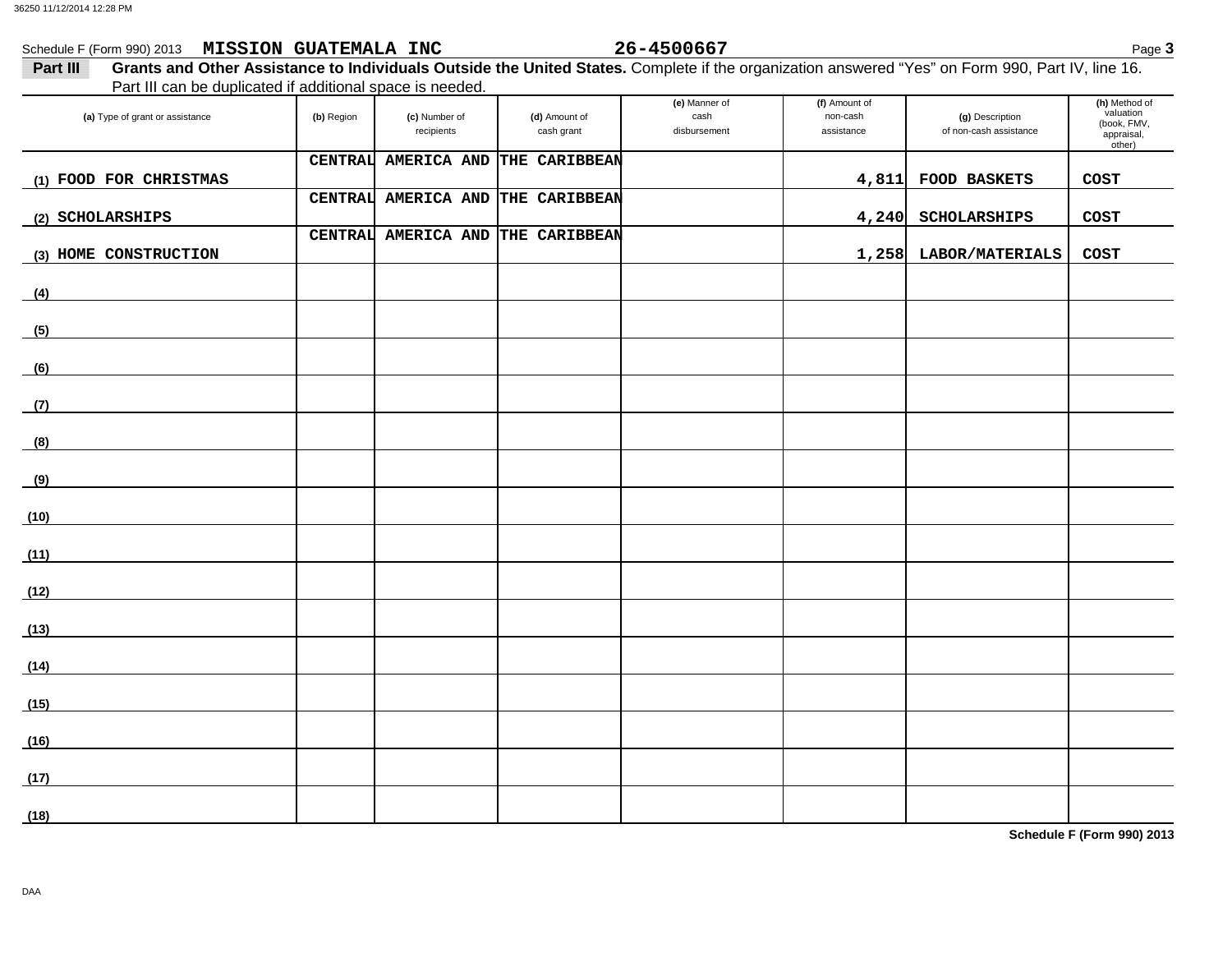Schedule F (Form 990) 2013 **MISSION GUATEMALA INC** **26-4500667**

**Part III** **Grants and Other Assistance to Individuals Outside the United States.** Complete if the organization answered "Yes" on Form 990, Part IV, line 16. Part III can be duplicated if additional space is needed.

| (a) Type of grant or assistance | (b) Region | (c) Number of recipients | (d) Amount of cash grant | (e) Manner of cash disbursement | (f) Amount of non-cash assistance | (g) Description of non-cash assistance | (h) Method of valuation (book, FMV, appraisal, other) |
|---|---|---|---|---|---|---|---|
| (1) FOOD FOR CHRISTMAS | CENTRAL AMERICA AND THE CARIBBEAN | | | | 4,811 | FOOD BASKETS | COST |
| (2) SCHOLARSHIPS | CENTRAL AMERICA AND THE CARIBBEAN | | | | 4,240 | SCHOLARSHIPS | COST |
| (3) HOME CONSTRUCTION | CENTRAL AMERICA AND THE CARIBBEAN | | | | 1,258 | LABOR/MATERIALS | COST |
| (4) | | | | | | | |
| (5) | | | | | | | |
| (6) | | | | | | | |
| (7) | | | | | | | |
| (8) | | | | | | | |
| (9) | | | | | | | |
| (10) | | | | | | | |
| (11) | | | | | | | |
| (12) | | | | | | | |
| (13) | | | | | | | |
| (14) | | | | | | | |
| (15) | | | | | | | |
| (16) | | | | | | | |
| (17) | | | | | | | |
| (18) | | | | | | | |

**Schedule F (Form 990) 2013**

DAA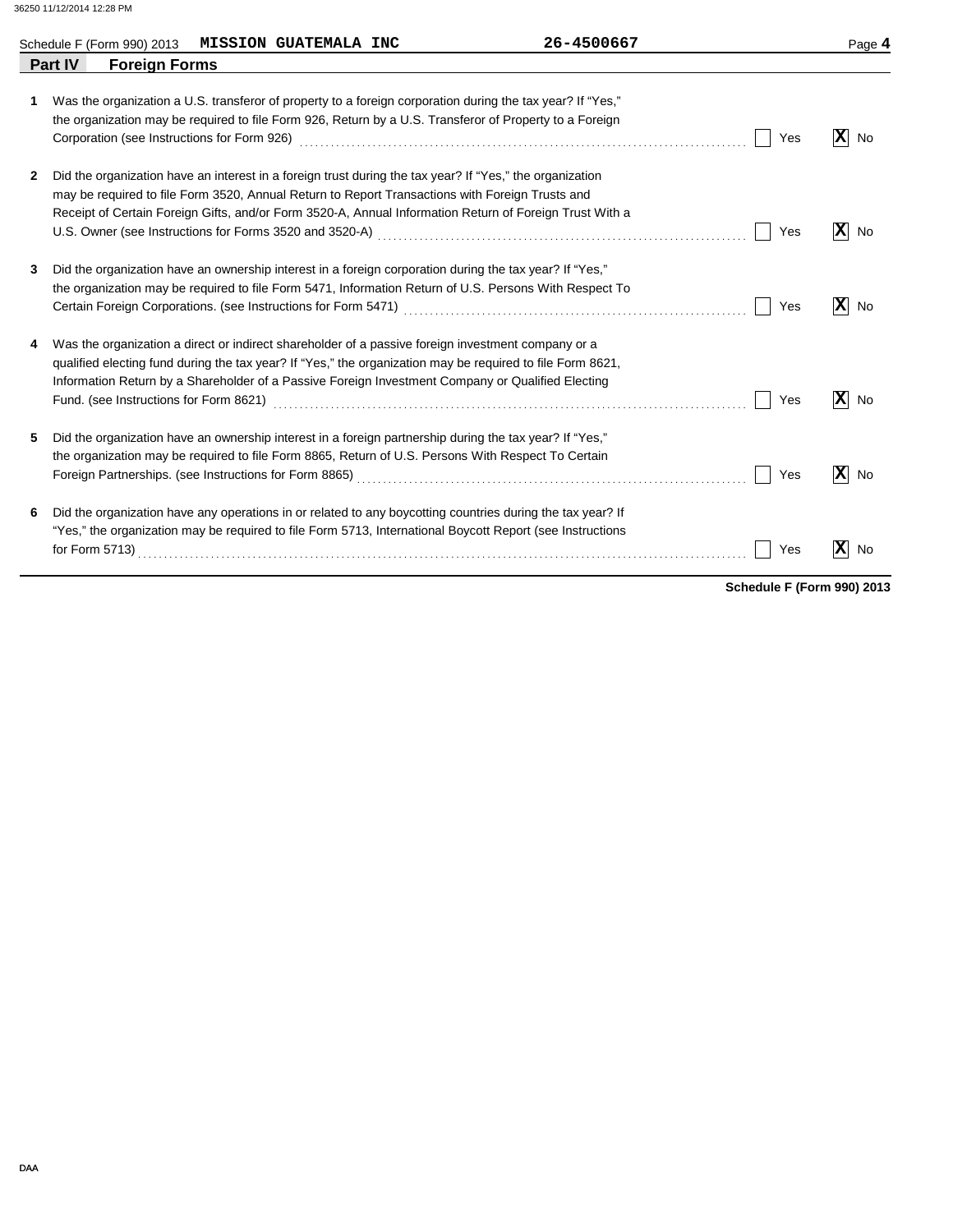Schedule F (Form 990) 2013 **MISSION GUATEMALA INC** **26-4500667**

## Part IV Foreign Forms

1. Was the organization a U.S. transferor of property to a foreign corporation during the tax year? If "Yes," the organization may be required to file Form 926, Return by a U.S. Transferor of Property to a Foreign Corporation (see Instructions for Form 926) ☐ Yes ☒ No

2. Did the organization have an interest in a foreign trust during the tax year? If "Yes," the organization may be required to file Form 3520, Annual Return to Report Transactions with Foreign Trusts and Receipt of Certain Foreign Gifts, and/or Form 3520-A, Annual Information Return of Foreign Trust With a U.S. Owner (see Instructions for Forms 3520 and 3520-A) ☐ Yes ☒ No

3. Did the organization have an ownership interest in a foreign corporation during the tax year? If "Yes," the organization may be required to file Form 5471, Information Return of U.S. Persons With Respect To Certain Foreign Corporations. (see Instructions for Form 5471) ☐ Yes ☒ No

4. Was the organization a direct or indirect shareholder of a passive foreign investment company or a qualified electing fund during the tax year? If "Yes," the organization may be required to file Form 8621, Information Return by a Shareholder of a Passive Foreign Investment Company or Qualified Electing Fund. (see Instructions for Form 8621) ☐ Yes ☒ No

5. Did the organization have an ownership interest in a foreign partnership during the tax year? If "Yes," the organization may be required to file Form 8865, Return of U.S. Persons With Respect To Certain Foreign Partnerships. (see Instructions for Form 8865) ☐ Yes ☒ No

6. Did the organization have any operations in or related to any boycotting countries during the tax year? If "Yes," the organization may be required to file Form 5713, International Boycott Report (see Instructions for Form 5713) ☐ Yes ☒ No

**Schedule F (Form 990) 2013**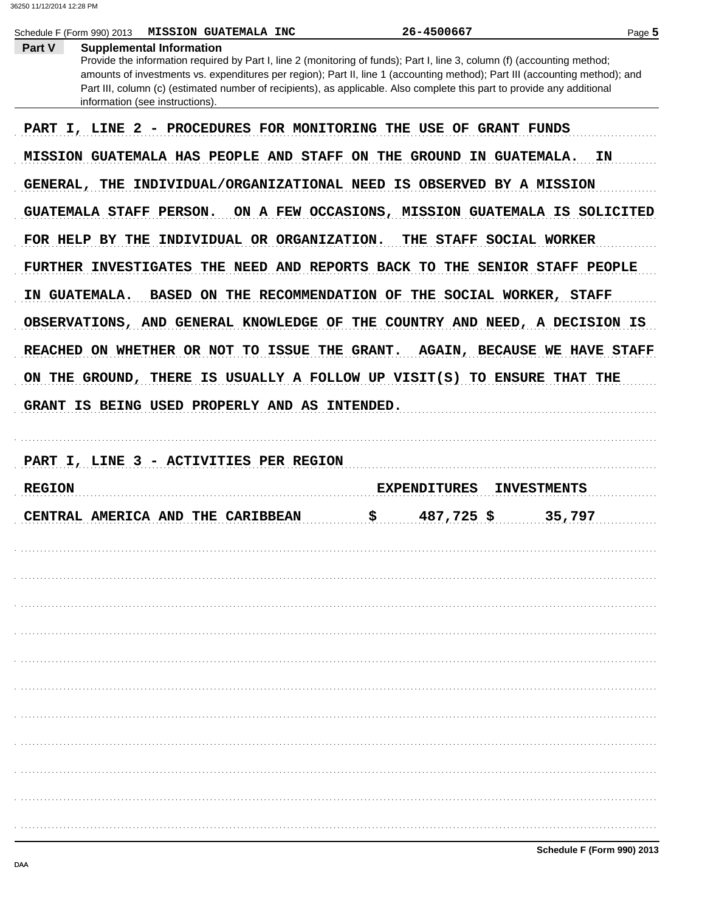Schedule F (Form 990) 2013 **MISSION GUATEMALA INC** **26-4500667**

**Part V** **Supplemental Information**

Provide the information required by Part I, line 2 (monitoring of funds); Part I, line 3, column (f) (accounting method; amounts of investments vs. expenditures per region); Part II, line 1 (accounting method); Part III (accounting method); and Part III, column (c) (estimated number of recipients), as applicable. Also complete this part to provide any additional information (see instructions).

PART I, LINE 2 - PROCEDURES FOR MONITORING THE USE OF GRANT FUNDS

MISSION GUATEMALA HAS PEOPLE AND STAFF ON THE GROUND IN GUATEMALA. IN GENERAL, THE INDIVIDUAL/ORGANIZATIONAL NEED IS OBSERVED BY A MISSION GUATEMALA STAFF PERSON. ON A FEW OCCASIONS, MISSION GUATEMALA IS SOLICITED FOR HELP BY THE INDIVIDUAL OR ORGANIZATION. THE STAFF SOCIAL WORKER FURTHER INVESTIGATES THE NEED AND REPORTS BACK TO THE SENIOR STAFF PEOPLE IN GUATEMALA. BASED ON THE RECOMMENDATION OF THE SOCIAL WORKER, STAFF OBSERVATIONS, AND GENERAL KNOWLEDGE OF THE COUNTRY AND NEED, A DECISION IS REACHED ON WHETHER OR NOT TO ISSUE THE GRANT. AGAIN, BECAUSE WE HAVE STAFF ON THE GROUND, THERE IS USUALLY A FOLLOW UP VISIT(S) TO ENSURE THAT THE GRANT IS BEING USED PROPERLY AND AS INTENDED.

PART I, LINE 3 - ACTIVITIES PER REGION

| REGION | EXPENDITURES | INVESTMENTS |
|---|---|---|
| CENTRAL AMERICA AND THE CARIBBEAN | $ 487,725 | $ 35,797 |

Schedule F (Form 990) 2013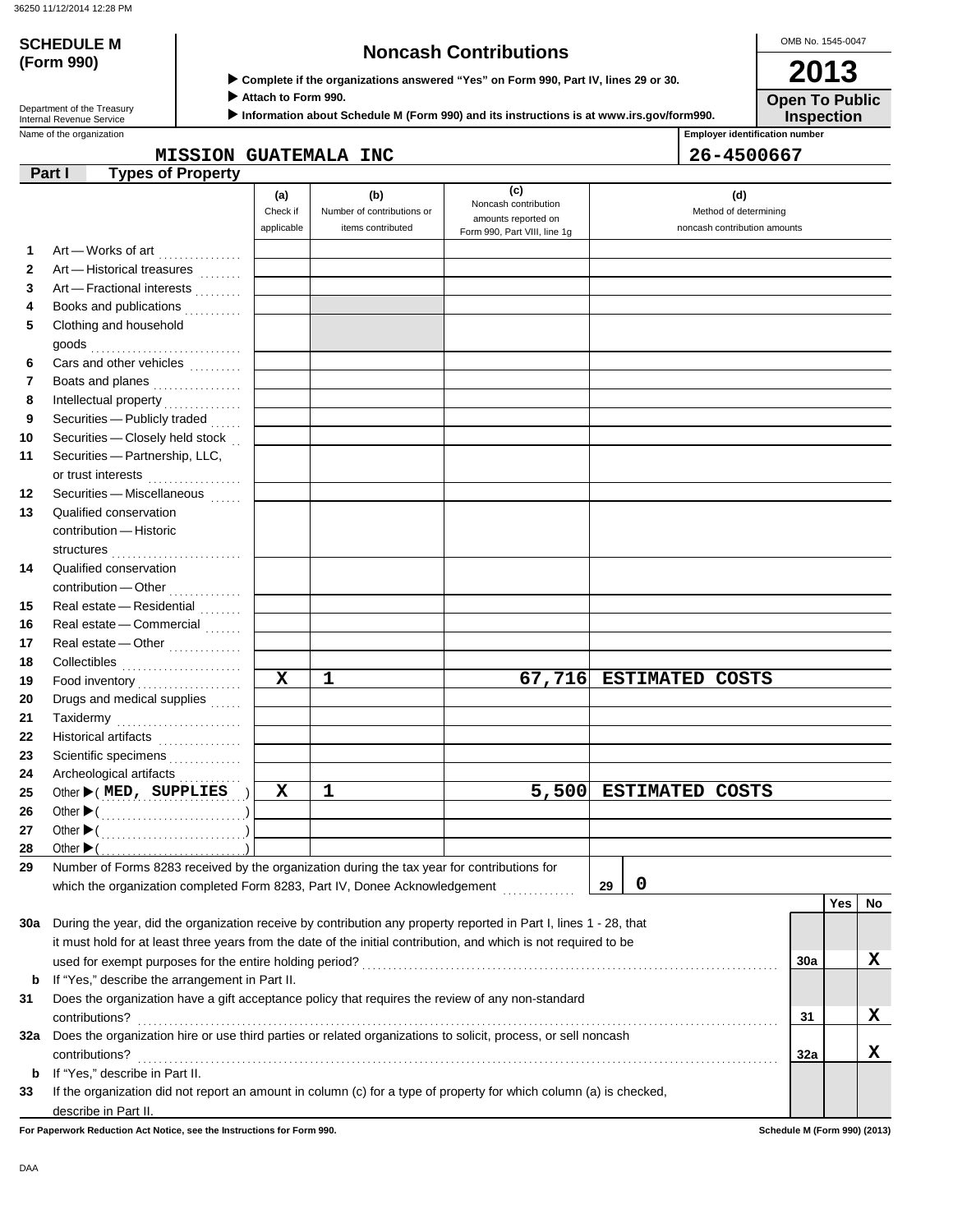# SCHEDULE M (Form 990)

# Noncash Contributions

▶ Complete if the organizations answered "Yes" on Form 990, Part IV, lines 29 or 30.
▶ Attach to Form 990.
▶ Information about Schedule M (Form 990) and its instructions is at www.irs.gov/form990.

OMB No. 1545-0047

**2013**

**Open To Public Inspection**

Department of the Treasury
Internal Revenue Service

Name of the organization: **MISSION GUATEMALA INC**

Employer identification number: **26-4500667**

## Part I Types of Property

| | | (a) Check if applicable | (b) Number of contributions or items contributed | (c) Noncash contribution amounts reported on Form 990, Part VIII, line 1g | (d) Method of determining noncash contribution amounts |
|---|---|---|---|---|---|
| 1 | Art — Works of art | | | | |
| 2 | Art — Historical treasures | | | | |
| 3 | Art — Fractional interests | | | | |
| 4 | Books and publications | | | | |
| 5 | Clothing and household goods | | | | |
| 6 | Cars and other vehicles | | | | |
| 7 | Boats and planes | | | | |
| 8 | Intellectual property | | | | |
| 9 | Securities — Publicly traded | | | | |
| 10 | Securities — Closely held stock | | | | |
| 11 | Securities — Partnership, LLC, or trust interests | | | | |
| 12 | Securities — Miscellaneous | | | | |
| 13 | Qualified conservation contribution — Historic structures | | | | |
| 14 | Qualified conservation contribution — Other | | | | |
| 15 | Real estate — Residential | | | | |
| 16 | Real estate — Commercial | | | | |
| 17 | Real estate — Other | | | | |
| 18 | Collectibles | | | | |
| 19 | Food inventory | X | 1 | 67,716 | ESTIMATED COSTS |
| 20 | Drugs and medical supplies | | | | |
| 21 | Taxidermy | | | | |
| 22 | Historical artifacts | | | | |
| 23 | Scientific specimens | | | | |
| 24 | Archeological artifacts | | | | |
| 25 | Other ▶ ( MED, SUPPLIES ) | X | 1 | 5,500 | ESTIMATED COSTS |
| 26 | Other ▶ ( ) | | | | |
| 27 | Other ▶ ( ) | | | | |
| 28 | Other ▶ ( ) | | | | |

29 Number of Forms 8283 received by the organization during the tax year for contributions for which the organization completed Form 8283, Part IV, Donee Acknowledgement ..... **29** | **0**

| | | | Yes | No |
|---|---|---|---|---|
| 30a | During the year, did the organization receive by contribution any property reported in Part I, lines 1 - 28, that it must hold for at least three years from the date of the initial contribution, and which is not required to be used for exempt purposes for the entire holding period? | 30a | | X |
| b | If "Yes," describe the arrangement in Part II. | | | |
| 31 | Does the organization have a gift acceptance policy that requires the review of any non-standard contributions? | 31 | | X |
| 32a | Does the organization hire or use third parties or related organizations to solicit, process, or sell noncash contributions? | 32a | | X |
| b | If "Yes," describe in Part II. | | | |
| 33 | If the organization did not report an amount in column (c) for a type of property for which column (a) is checked, describe in Part II. | | | |

For Paperwork Reduction Act Notice, see the Instructions for Form 990.

Schedule M (Form 990) (2013)

DAA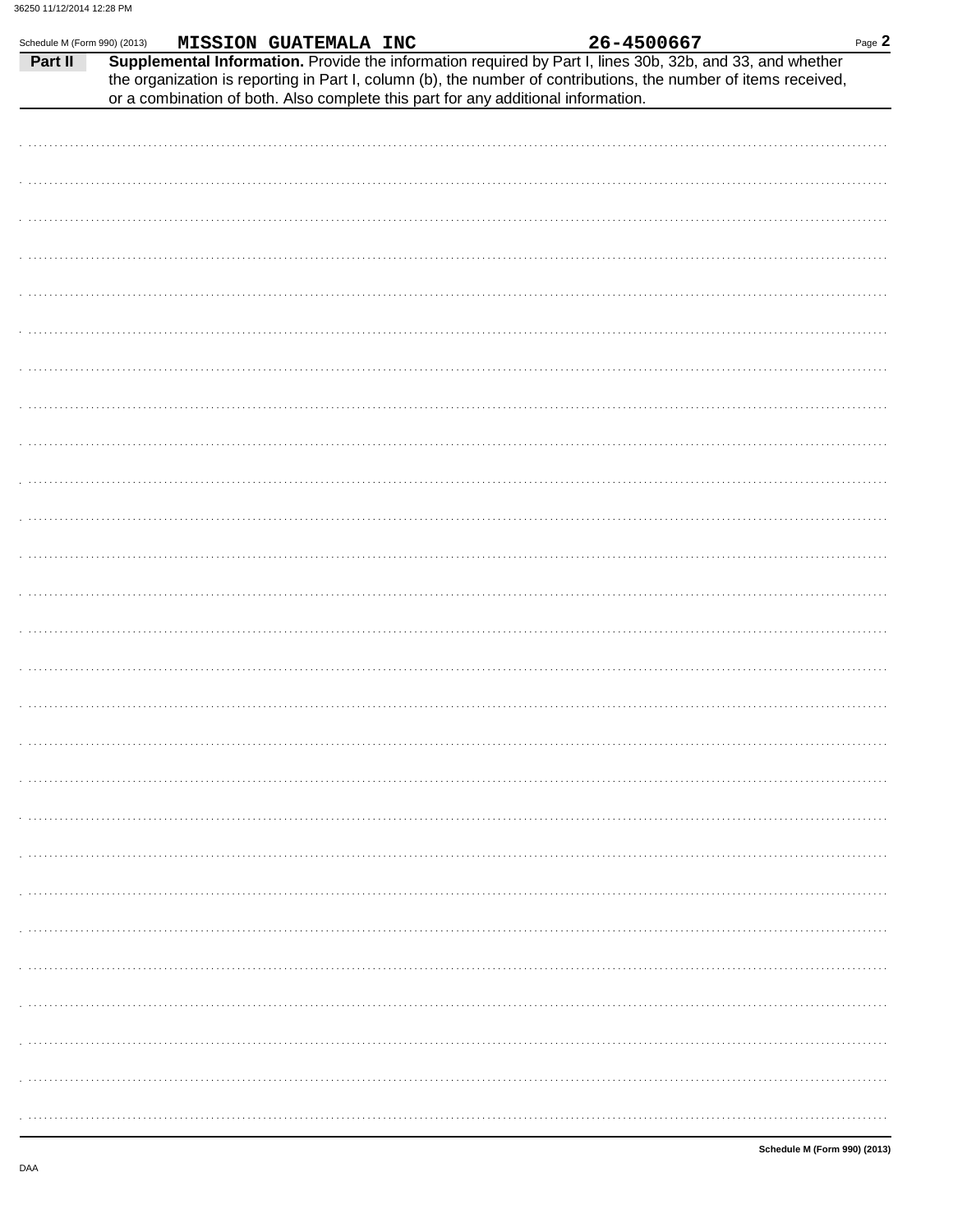Schedule M (Form 990) (2013) **MISSION GUATEMALA INC** **26-4500667**

**Part II** **Supplemental Information.** Provide the information required by Part I, lines 30b, 32b, and 33, and whether the organization is reporting in Part I, column (b), the number of contributions, the number of items received, or a combination of both. Also complete this part for any additional information.

Schedule M (Form 990) (2013)

DAA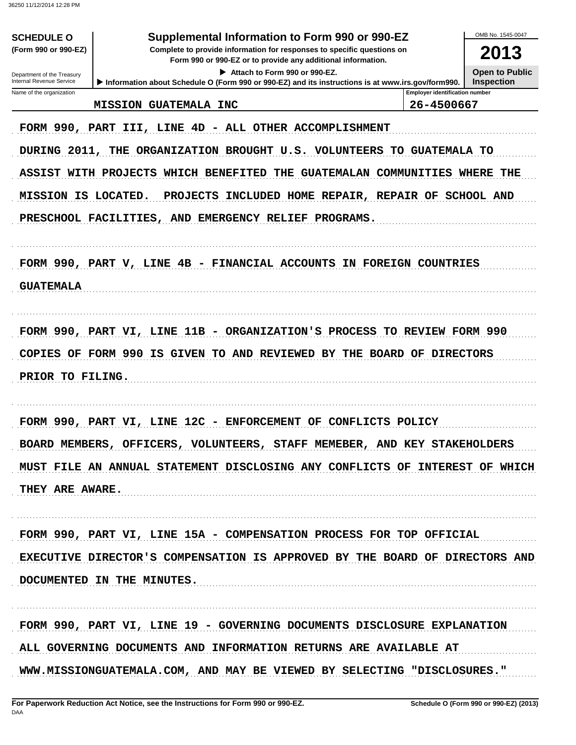**SCHEDULE O**
**(Form 990 or 990-EZ)**

Department of the Treasury
Internal Revenue Service

# Supplemental Information to Form 990 or 990-EZ

**Complete to provide information for responses to specific questions on Form 990 or 990-EZ or to provide any additional information.**

▶ Attach to Form 990 or 990-EZ.

▶ Information about Schedule O (Form 990 or 990-EZ) and its instructions is at www.irs.gov/form990.

OMB No. 1545-0047

**2013**

**Open to Public Inspection**

| Name of the organization | Employer identification number |
|---|---|
| MISSION GUATEMALA INC | 26-4500667 |

FORM 990, PART III, LINE 4D - ALL OTHER ACCOMPLISHMENT

DURING 2011, THE ORGANIZATION BROUGHT U.S. VOLUNTEERS TO GUATEMALA TO ASSIST WITH PROJECTS WHICH BENEFITED THE GUATEMALAN COMMUNITIES WHERE THE MISSION IS LOCATED. PROJECTS INCLUDED HOME REPAIR, REPAIR OF SCHOOL AND PRESCHOOL FACILITIES, AND EMERGENCY RELIEF PROGRAMS.

FORM 990, PART V, LINE 4B - FINANCIAL ACCOUNTS IN FOREIGN COUNTRIES

GUATEMALA

FORM 990, PART VI, LINE 11B - ORGANIZATION'S PROCESS TO REVIEW FORM 990

COPIES OF FORM 990 IS GIVEN TO AND REVIEWED BY THE BOARD OF DIRECTORS PRIOR TO FILING.

FORM 990, PART VI, LINE 12C - ENFORCEMENT OF CONFLICTS POLICY

BOARD MEMBERS, OFFICERS, VOLUNTEERS, STAFF MEMEBER, AND KEY STAKEHOLDERS MUST FILE AN ANNUAL STATEMENT DISCLOSING ANY CONFLICTS OF INTEREST OF WHICH THEY ARE AWARE.

FORM 990, PART VI, LINE 15A - COMPENSATION PROCESS FOR TOP OFFICIAL

EXECUTIVE DIRECTOR'S COMPENSATION IS APPROVED BY THE BOARD OF DIRECTORS AND DOCUMENTED IN THE MINUTES.

FORM 990, PART VI, LINE 19 - GOVERNING DOCUMENTS DISCLOSURE EXPLANATION

ALL GOVERNING DOCUMENTS AND INFORMATION RETURNS ARE AVAILABLE AT WWW.MISSIONGUATEMALA.COM, AND MAY BE VIEWED BY SELECTING "DISCLOSURES."

**For Paperwork Reduction Act Notice, see the Instructions for Form 990 or 990-EZ.** DAA **Schedule O (Form 990 or 990-EZ) (2013)**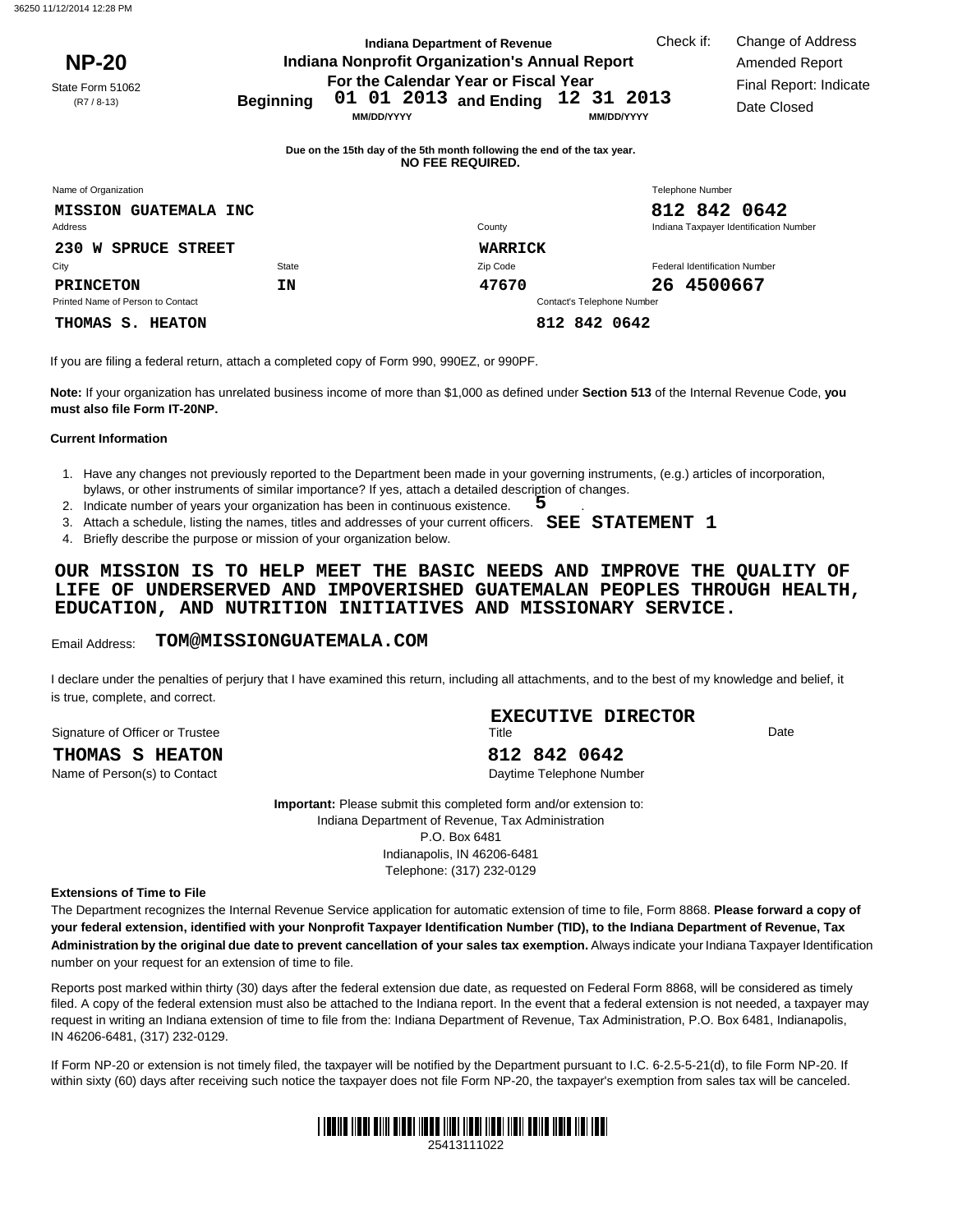**NP-20**

State Form 51062
(R7 / 8-13)

**Indiana Department of Revenue**
**Indiana Nonprofit Organization's Annual Report**
**For the Calendar Year or Fiscal Year**
**Beginning** 01 01 2013 **and Ending** 12 31 2013
MM/DD/YYYY MM/DD/YYYY

Check if: Change of Address
Amended Report
Final Report: Indicate Date Closed

**Due on the 15th day of the 5th month following the end of the tax year.**
**NO FEE REQUIRED.**

| Name of Organization | | | Telephone Number |
|---|---|---|---|
| MISSION GUATEMALA INC | | | 812 842 0642 |
| Address | | County | Indiana Taxpayer Identification Number |
| 230 W SPRUCE STREET | | WARRICK | |
| City | State | Zip Code | Federal Identification Number |
| PRINCETON | IN | 47670 | 26 4500667 |
| Printed Name of Person to Contact | | Contact's Telephone Number | |
| THOMAS S. HEATON | | 812 842 0642 | |

If you are filing a federal return, attach a completed copy of Form 990, 990EZ, or 990PF.

**Note:** If your organization has unrelated business income of more than $1,000 as defined under **Section 513** of the Internal Revenue Code, **you must also file Form IT-20NP.**

**Current Information**

1. Have any changes not previously reported to the Department been made in your governing instruments, (e.g.) articles of incorporation, bylaws, or other instruments of similar importance? If yes, attach a detailed description of changes.
2. Indicate number of years your organization has been in continuous existence. 5
3. Attach a schedule, listing the names, titles and addresses of your current officers. SEE STATEMENT 1
4. Briefly describe the purpose or mission of your organization below.

OUR MISSION IS TO HELP MEET THE BASIC NEEDS AND IMPROVE THE QUALITY OF LIFE OF UNDERSERVED AND IMPOVERISHED GUATEMALAN PEOPLES THROUGH HEALTH, EDUCATION, AND NUTRITION INITIATIVES AND MISSIONARY SERVICE.

Email Address: TOM@MISSIONGUATEMALA.COM

I declare under the penalties of perjury that I have examined this return, including all attachments, and to the best of my knowledge and belief, it is true, complete, and correct.

| Signature of Officer or Trustee | EXECUTIVE DIRECTOR<br>Title | Date |
|---|---|---|
| THOMAS S HEATON<br>Name of Person(s) to Contact | 812 842 0642<br>Daytime Telephone Number | |

**Important:** Please submit this completed form and/or extension to:
Indiana Department of Revenue, Tax Administration
P.O. Box 6481
Indianapolis, IN 46206-6481
Telephone: (317) 232-0129

**Extensions of Time to File**

The Department recognizes the Internal Revenue Service application for automatic extension of time to file, Form 8868. **Please forward a copy of your federal extension, identified with your Nonprofit Taxpayer Identification Number (TID), to the Indiana Department of Revenue, Tax Administration by the original due date to prevent cancellation of your sales tax exemption.** Always indicate your Indiana Taxpayer Identification number on your request for an extension of time to file.

Reports post marked within thirty (30) days after the federal extension due date, as requested on Federal Form 8868, will be considered as timely filed. A copy of the federal extension must also be attached to the Indiana report. In the event that a federal extension is not needed, a taxpayer may request in writing an Indiana extension of time to file from the: Indiana Department of Revenue, Tax Administration, P.O. Box 6481, Indianapolis, IN 46206-6481, (317) 232-0129.

If Form NP-20 or extension is not timely filed, the taxpayer will be notified by the Department pursuant to I.C. 6-2.5-5-21(d), to file Form NP-20. If within sixty (60) days after receiving such notice the taxpayer does not file Form NP-20, the taxpayer's exemption from sales tax will be canceled.

25413111022